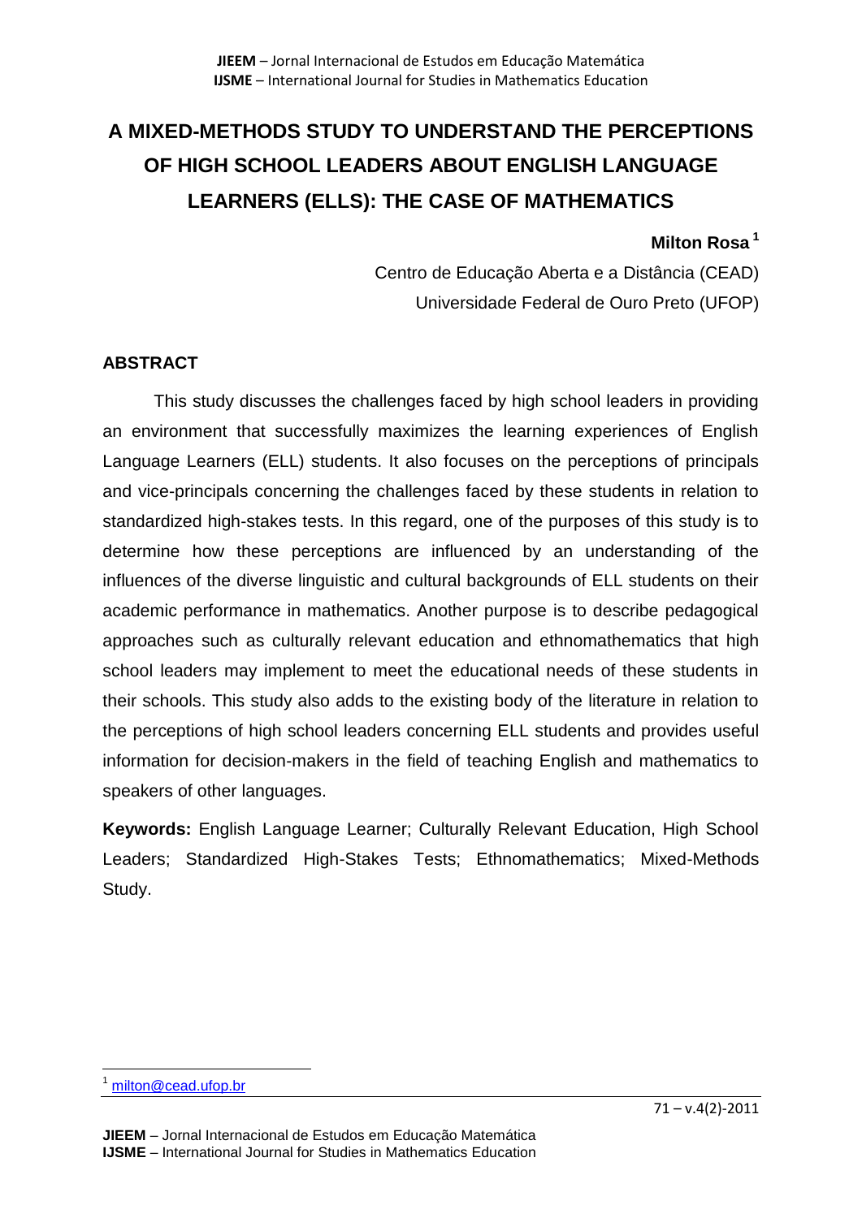# A MIXED-METHODS STUDY TO UNDERSTAND THE PERCEPTIONS OF HIGH SCHOOL LEADERS ABOUT ENGLISH LANGUAGE LEARNERS (ELLS): THE CASE OF MATHEMATICS

**Milton Rosa** [1]

Centro de Educação Aberta e a Distância (CEAD)
Universidade Federal de Ouro Preto (UFOP)

## ABSTRACT

This study discusses the challenges faced by high school leaders in providing an environment that successfully maximizes the learning experiences of English Language Learners (ELL) students. It also focuses on the perceptions of principals and vice-principals concerning the challenges faced by these students in relation to standardized high-stakes tests. In this regard, one of the purposes of this study is to determine how these perceptions are influenced by an understanding of the influences of the diverse linguistic and cultural backgrounds of ELL students on their academic performance in mathematics. Another purpose is to describe pedagogical approaches such as culturally relevant education and ethnomathematics that high school leaders may implement to meet the educational needs of these students in their schools. This study also adds to the existing body of the literature in relation to the perceptions of high school leaders concerning ELL students and provides useful information for decision-makers in the field of teaching English and mathematics to speakers of other languages.

**Keywords:** English Language Learner; Culturally Relevant Education, High School Leaders; Standardized High-Stakes Tests; Ethnomathematics; Mixed-Methods Study.

[1] milton@cead.ufop.br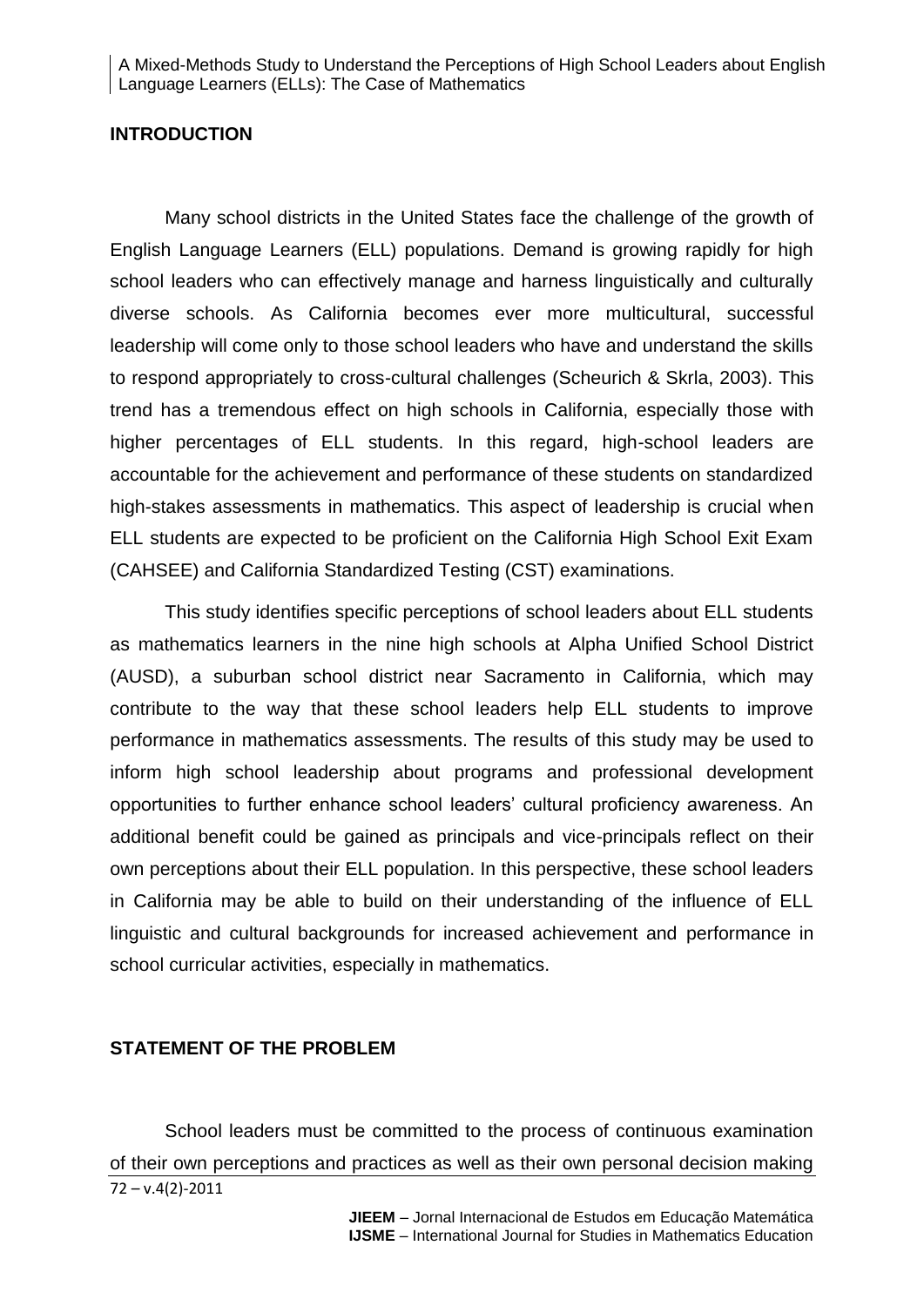## INTRODUCTION

Many school districts in the United States face the challenge of the growth of English Language Learners (ELL) populations. Demand is growing rapidly for high school leaders who can effectively manage and harness linguistically and culturally diverse schools. As California becomes ever more multicultural, successful leadership will come only to those school leaders who have and understand the skills to respond appropriately to cross-cultural challenges (Scheurich & Skrla, 2003). This trend has a tremendous effect on high schools in California, especially those with higher percentages of ELL students. In this regard, high-school leaders are accountable for the achievement and performance of these students on standardized high-stakes assessments in mathematics. This aspect of leadership is crucial when ELL students are expected to be proficient on the California High School Exit Exam (CAHSEE) and California Standardized Testing (CST) examinations.

This study identifies specific perceptions of school leaders about ELL students as mathematics learners in the nine high schools at Alpha Unified School District (AUSD), a suburban school district near Sacramento in California, which may contribute to the way that these school leaders help ELL students to improve performance in mathematics assessments. The results of this study may be used to inform high school leadership about programs and professional development opportunities to further enhance school leaders' cultural proficiency awareness. An additional benefit could be gained as principals and vice-principals reflect on their own perceptions about their ELL population. In this perspective, these school leaders in California may be able to build on their understanding of the influence of ELL linguistic and cultural backgrounds for increased achievement and performance in school curricular activities, especially in mathematics.

## STATEMENT OF THE PROBLEM

School leaders must be committed to the process of continuous examination of their own perceptions and practices as well as their own personal decision making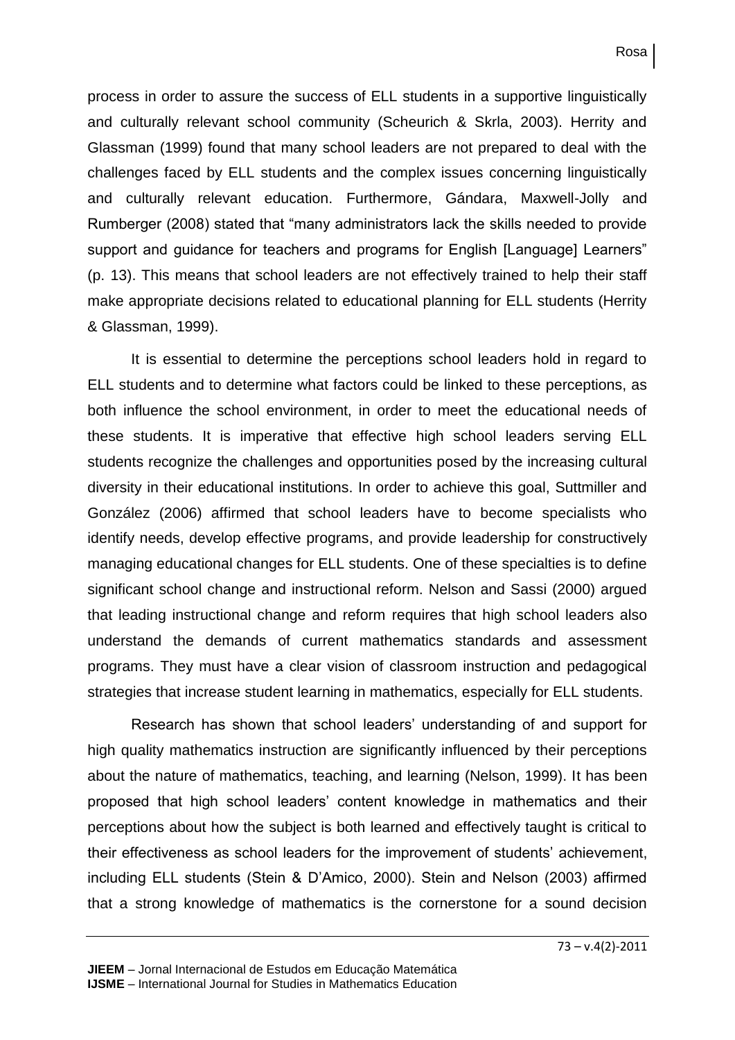process in order to assure the success of ELL students in a supportive linguistically and culturally relevant school community (Scheurich & Skrla, 2003). Herrity and Glassman (1999) found that many school leaders are not prepared to deal with the challenges faced by ELL students and the complex issues concerning linguistically and culturally relevant education. Furthermore, Gándara, Maxwell-Jolly and Rumberger (2008) stated that "many administrators lack the skills needed to provide support and guidance for teachers and programs for English [Language] Learners" (p. 13). This means that school leaders are not effectively trained to help their staff make appropriate decisions related to educational planning for ELL students (Herrity & Glassman, 1999).

It is essential to determine the perceptions school leaders hold in regard to ELL students and to determine what factors could be linked to these perceptions, as both influence the school environment, in order to meet the educational needs of these students. It is imperative that effective high school leaders serving ELL students recognize the challenges and opportunities posed by the increasing cultural diversity in their educational institutions. In order to achieve this goal, Suttmiller and González (2006) affirmed that school leaders have to become specialists who identify needs, develop effective programs, and provide leadership for constructively managing educational changes for ELL students. One of these specialties is to define significant school change and instructional reform. Nelson and Sassi (2000) argued that leading instructional change and reform requires that high school leaders also understand the demands of current mathematics standards and assessment programs. They must have a clear vision of classroom instruction and pedagogical strategies that increase student learning in mathematics, especially for ELL students.

Research has shown that school leaders' understanding of and support for high quality mathematics instruction are significantly influenced by their perceptions about the nature of mathematics, teaching, and learning (Nelson, 1999). It has been proposed that high school leaders' content knowledge in mathematics and their perceptions about how the subject is both learned and effectively taught is critical to their effectiveness as school leaders for the improvement of students' achievement, including ELL students (Stein & D'Amico, 2000). Stein and Nelson (2003) affirmed that a strong knowledge of mathematics is the cornerstone for a sound decision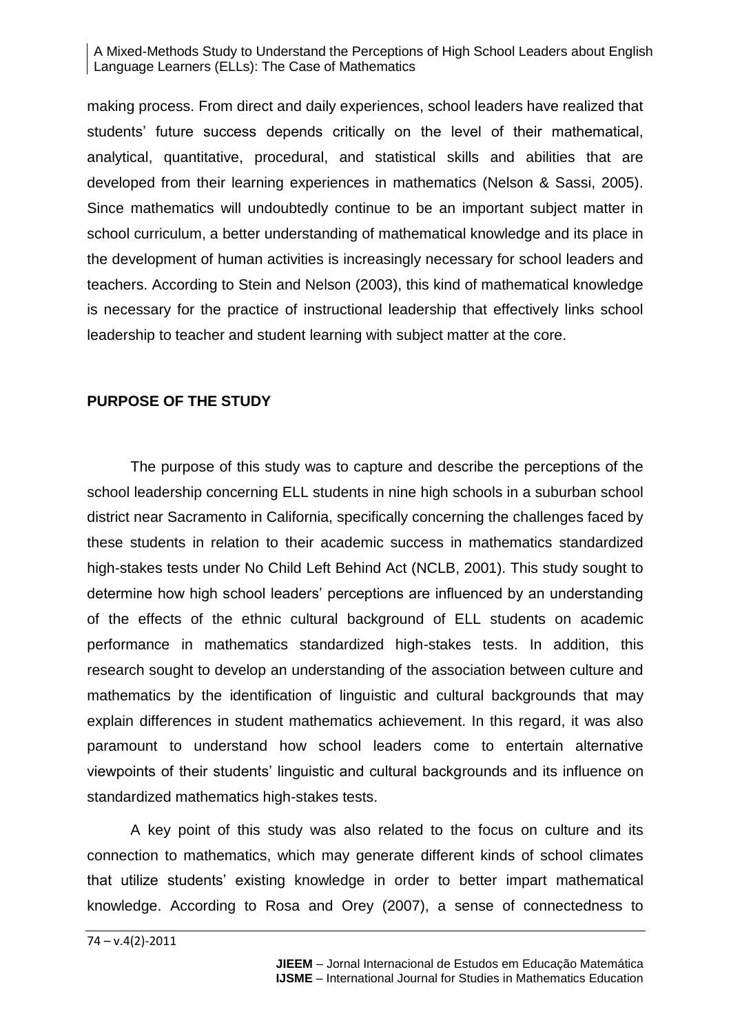making process. From direct and daily experiences, school leaders have realized that students' future success depends critically on the level of their mathematical, analytical, quantitative, procedural, and statistical skills and abilities that are developed from their learning experiences in mathematics (Nelson & Sassi, 2005). Since mathematics will undoubtedly continue to be an important subject matter in school curriculum, a better understanding of mathematical knowledge and its place in the development of human activities is increasingly necessary for school leaders and teachers. According to Stein and Nelson (2003), this kind of mathematical knowledge is necessary for the practice of instructional leadership that effectively links school leadership to teacher and student learning with subject matter at the core.

## PURPOSE OF THE STUDY

The purpose of this study was to capture and describe the perceptions of the school leadership concerning ELL students in nine high schools in a suburban school district near Sacramento in California, specifically concerning the challenges faced by these students in relation to their academic success in mathematics standardized high-stakes tests under No Child Left Behind Act (NCLB, 2001). This study sought to determine how high school leaders' perceptions are influenced by an understanding of the effects of the ethnic cultural background of ELL students on academic performance in mathematics standardized high-stakes tests. In addition, this research sought to develop an understanding of the association between culture and mathematics by the identification of linguistic and cultural backgrounds that may explain differences in student mathematics achievement. In this regard, it was also paramount to understand how school leaders come to entertain alternative viewpoints of their students' linguistic and cultural backgrounds and its influence on standardized mathematics high-stakes tests.

A key point of this study was also related to the focus on culture and its connection to mathematics, which may generate different kinds of school climates that utilize students' existing knowledge in order to better impart mathematical knowledge. According to Rosa and Orey (2007), a sense of connectedness to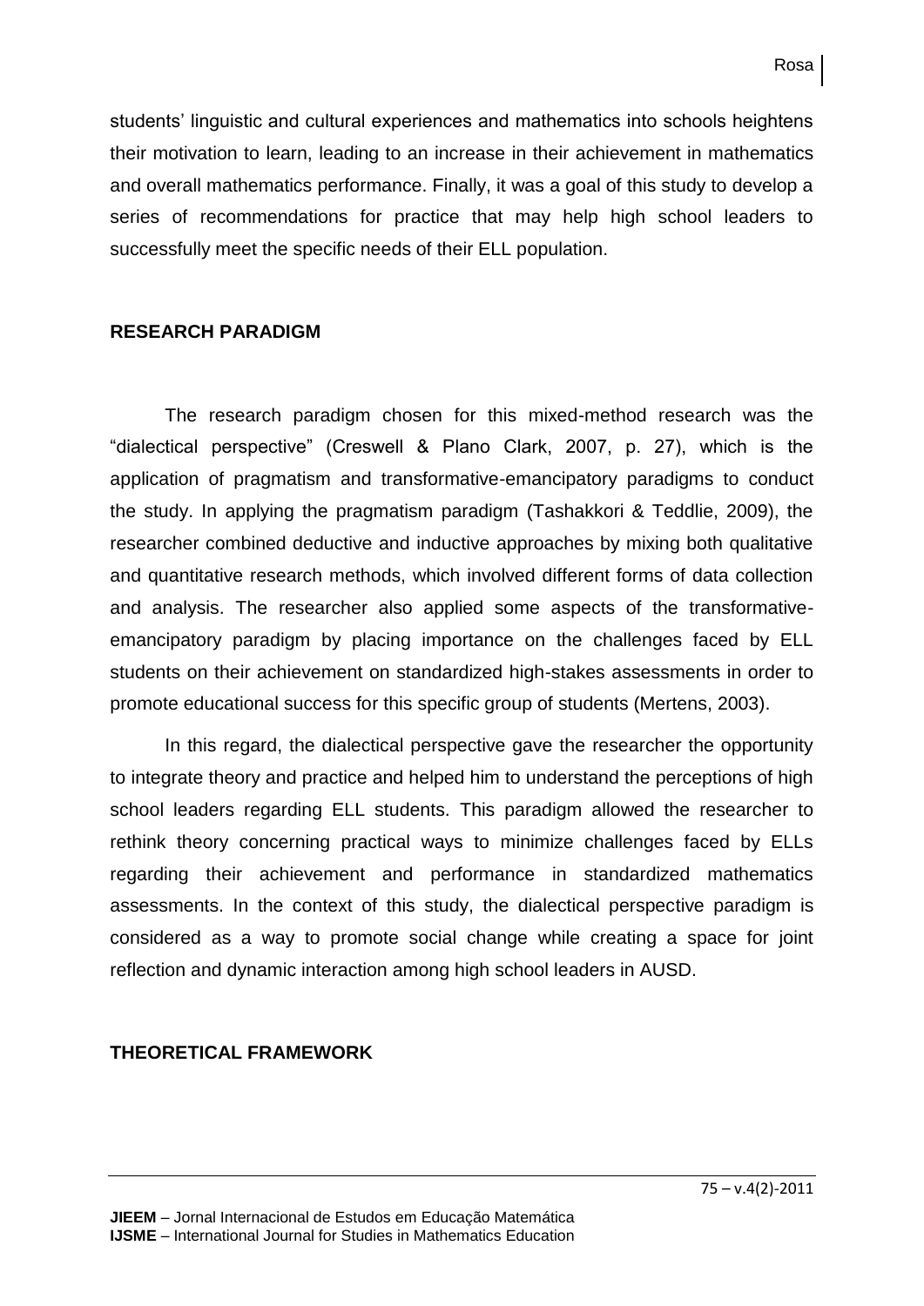students' linguistic and cultural experiences and mathematics into schools heightens their motivation to learn, leading to an increase in their achievement in mathematics and overall mathematics performance. Finally, it was a goal of this study to develop a series of recommendations for practice that may help high school leaders to successfully meet the specific needs of their ELL population.

## RESEARCH PARADIGM

The research paradigm chosen for this mixed-method research was the "dialectical perspective" (Creswell & Plano Clark, 2007, p. 27), which is the application of pragmatism and transformative-emancipatory paradigms to conduct the study. In applying the pragmatism paradigm (Tashakkori & Teddlie, 2009), the researcher combined deductive and inductive approaches by mixing both qualitative and quantitative research methods, which involved different forms of data collection and analysis. The researcher also applied some aspects of the transformative-emancipatory paradigm by placing importance on the challenges faced by ELL students on their achievement on standardized high-stakes assessments in order to promote educational success for this specific group of students (Mertens, 2003).

In this regard, the dialectical perspective gave the researcher the opportunity to integrate theory and practice and helped him to understand the perceptions of high school leaders regarding ELL students. This paradigm allowed the researcher to rethink theory concerning practical ways to minimize challenges faced by ELLs regarding their achievement and performance in standardized mathematics assessments. In the context of this study, the dialectical perspective paradigm is considered as a way to promote social change while creating a space for joint reflection and dynamic interaction among high school leaders in AUSD.

## THEORETICAL FRAMEWORK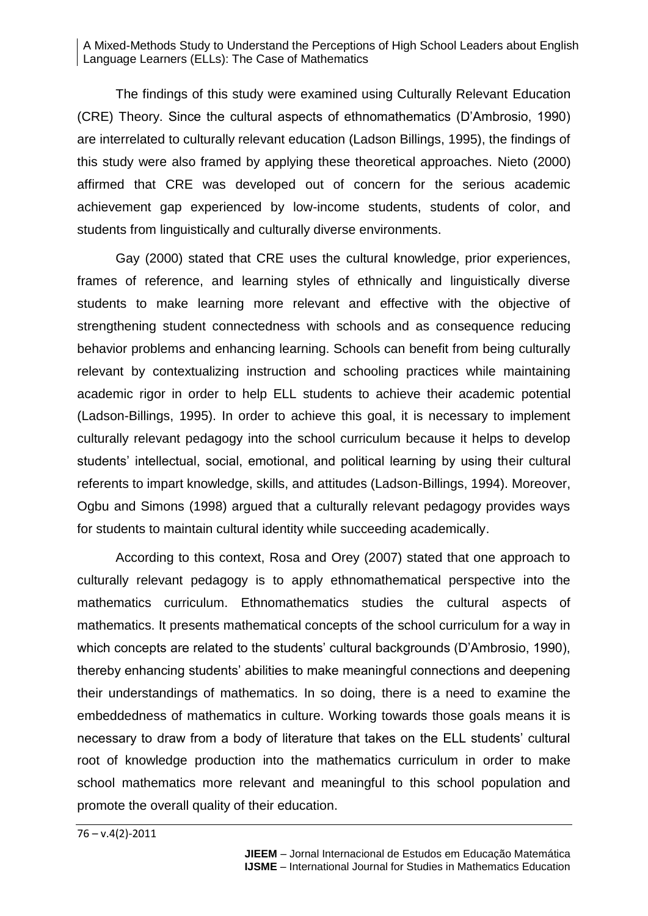The findings of this study were examined using Culturally Relevant Education (CRE) Theory. Since the cultural aspects of ethnomathematics (D'Ambrosio, 1990) are interrelated to culturally relevant education (Ladson Billings, 1995), the findings of this study were also framed by applying these theoretical approaches. Nieto (2000) affirmed that CRE was developed out of concern for the serious academic achievement gap experienced by low-income students, students of color, and students from linguistically and culturally diverse environments.

Gay (2000) stated that CRE uses the cultural knowledge, prior experiences, frames of reference, and learning styles of ethnically and linguistically diverse students to make learning more relevant and effective with the objective of strengthening student connectedness with schools and as consequence reducing behavior problems and enhancing learning. Schools can benefit from being culturally relevant by contextualizing instruction and schooling practices while maintaining academic rigor in order to help ELL students to achieve their academic potential (Ladson-Billings, 1995). In order to achieve this goal, it is necessary to implement culturally relevant pedagogy into the school curriculum because it helps to develop students' intellectual, social, emotional, and political learning by using their cultural referents to impart knowledge, skills, and attitudes (Ladson-Billings, 1994). Moreover, Ogbu and Simons (1998) argued that a culturally relevant pedagogy provides ways for students to maintain cultural identity while succeeding academically.

According to this context, Rosa and Orey (2007) stated that one approach to culturally relevant pedagogy is to apply ethnomathematical perspective into the mathematics curriculum. Ethnomathematics studies the cultural aspects of mathematics. It presents mathematical concepts of the school curriculum for a way in which concepts are related to the students' cultural backgrounds (D'Ambrosio, 1990), thereby enhancing students' abilities to make meaningful connections and deepening their understandings of mathematics. In so doing, there is a need to examine the embeddedness of mathematics in culture. Working towards those goals means it is necessary to draw from a body of literature that takes on the ELL students' cultural root of knowledge production into the mathematics curriculum in order to make school mathematics more relevant and meaningful to this school population and promote the overall quality of their education.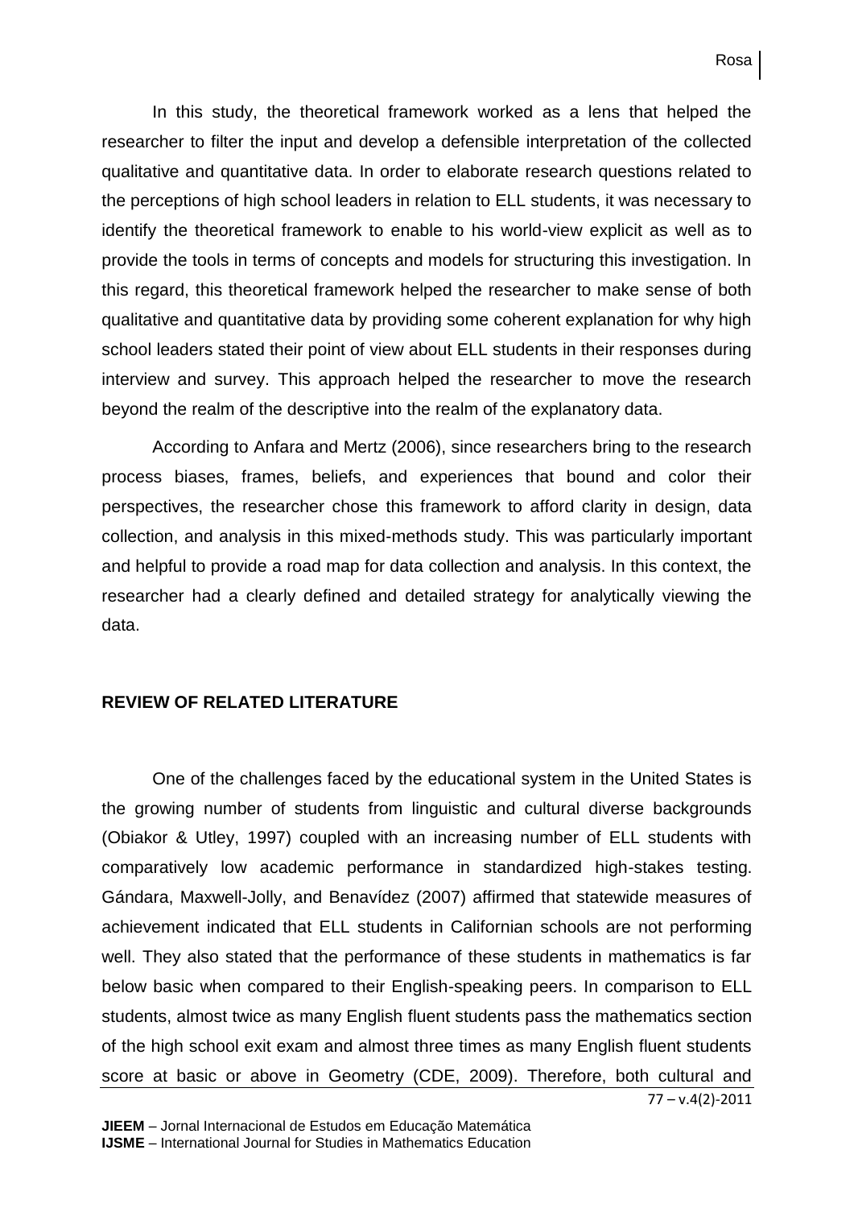In this study, the theoretical framework worked as a lens that helped the researcher to filter the input and develop a defensible interpretation of the collected qualitative and quantitative data. In order to elaborate research questions related to the perceptions of high school leaders in relation to ELL students, it was necessary to identify the theoretical framework to enable to his world-view explicit as well as to provide the tools in terms of concepts and models for structuring this investigation. In this regard, this theoretical framework helped the researcher to make sense of both qualitative and quantitative data by providing some coherent explanation for why high school leaders stated their point of view about ELL students in their responses during interview and survey. This approach helped the researcher to move the research beyond the realm of the descriptive into the realm of the explanatory data.

According to Anfara and Mertz (2006), since researchers bring to the research process biases, frames, beliefs, and experiences that bound and color their perspectives, the researcher chose this framework to afford clarity in design, data collection, and analysis in this mixed-methods study. This was particularly important and helpful to provide a road map for data collection and analysis. In this context, the researcher had a clearly defined and detailed strategy for analytically viewing the data.

## REVIEW OF RELATED LITERATURE

One of the challenges faced by the educational system in the United States is the growing number of students from linguistic and cultural diverse backgrounds (Obiakor & Utley, 1997) coupled with an increasing number of ELL students with comparatively low academic performance in standardized high-stakes testing. Gándara, Maxwell-Jolly, and Benavídez (2007) affirmed that statewide measures of achievement indicated that ELL students in Californian schools are not performing well. They also stated that the performance of these students in mathematics is far below basic when compared to their English-speaking peers. In comparison to ELL students, almost twice as many English fluent students pass the mathematics section of the high school exit exam and almost three times as many English fluent students score at basic or above in Geometry (CDE, 2009). Therefore, both cultural and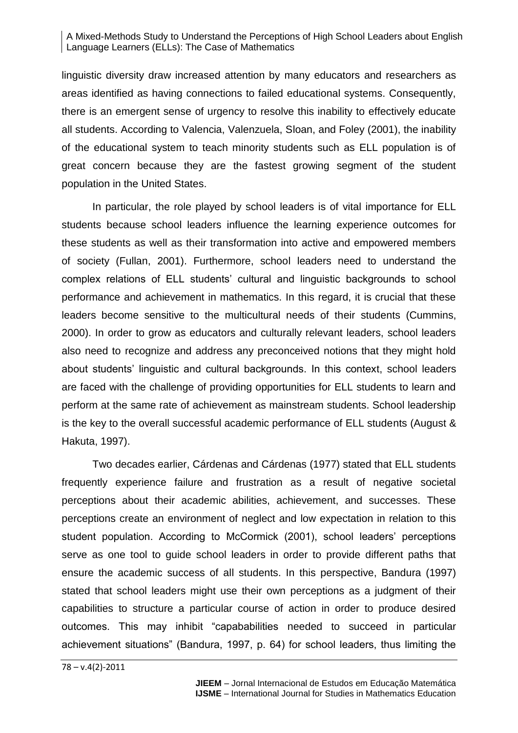linguistic diversity draw increased attention by many educators and researchers as areas identified as having connections to failed educational systems. Consequently, there is an emergent sense of urgency to resolve this inability to effectively educate all students. According to Valencia, Valenzuela, Sloan, and Foley (2001), the inability of the educational system to teach minority students such as ELL population is of great concern because they are the fastest growing segment of the student population in the United States.

In particular, the role played by school leaders is of vital importance for ELL students because school leaders influence the learning experience outcomes for these students as well as their transformation into active and empowered members of society (Fullan, 2001). Furthermore, school leaders need to understand the complex relations of ELL students' cultural and linguistic backgrounds to school performance and achievement in mathematics. In this regard, it is crucial that these leaders become sensitive to the multicultural needs of their students (Cummins, 2000). In order to grow as educators and culturally relevant leaders, school leaders also need to recognize and address any preconceived notions that they might hold about students' linguistic and cultural backgrounds. In this context, school leaders are faced with the challenge of providing opportunities for ELL students to learn and perform at the same rate of achievement as mainstream students. School leadership is the key to the overall successful academic performance of ELL students (August & Hakuta, 1997).

Two decades earlier, Cárdenas and Cárdenas (1977) stated that ELL students frequently experience failure and frustration as a result of negative societal perceptions about their academic abilities, achievement, and successes. These perceptions create an environment of neglect and low expectation in relation to this student population. According to McCormick (2001), school leaders' perceptions serve as one tool to guide school leaders in order to provide different paths that ensure the academic success of all students. In this perspective, Bandura (1997) stated that school leaders might use their own perceptions as a judgment of their capabilities to structure a particular course of action in order to produce desired outcomes. This may inhibit "capababilities needed to succeed in particular achievement situations" (Bandura, 1997, p. 64) for school leaders, thus limiting the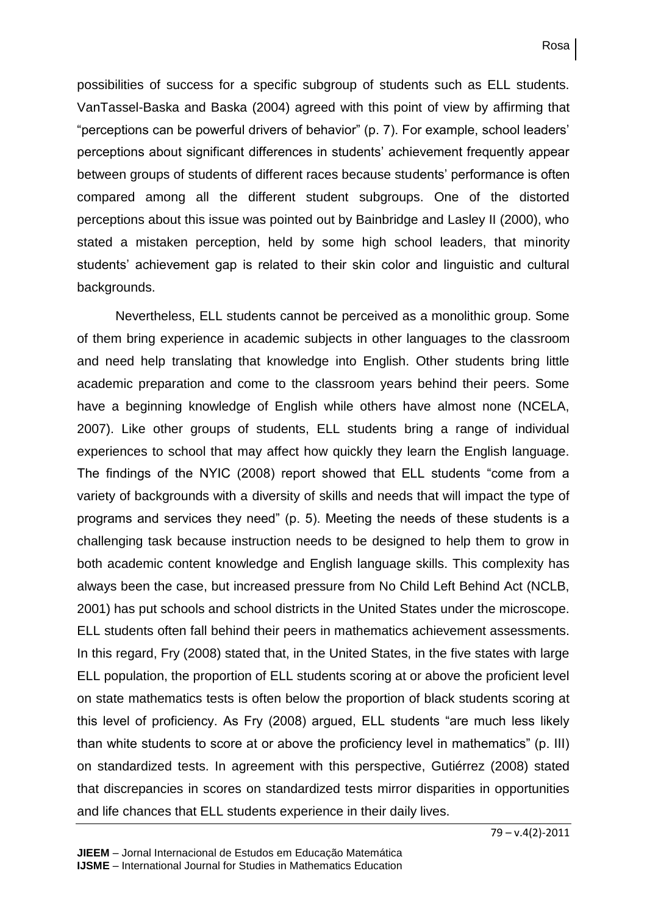possibilities of success for a specific subgroup of students such as ELL students. VanTassel-Baska and Baska (2004) agreed with this point of view by affirming that "perceptions can be powerful drivers of behavior" (p. 7). For example, school leaders' perceptions about significant differences in students' achievement frequently appear between groups of students of different races because students' performance is often compared among all the different student subgroups. One of the distorted perceptions about this issue was pointed out by Bainbridge and Lasley II (2000), who stated a mistaken perception, held by some high school leaders, that minority students' achievement gap is related to their skin color and linguistic and cultural backgrounds.

Nevertheless, ELL students cannot be perceived as a monolithic group. Some of them bring experience in academic subjects in other languages to the classroom and need help translating that knowledge into English. Other students bring little academic preparation and come to the classroom years behind their peers. Some have a beginning knowledge of English while others have almost none (NCELA, 2007). Like other groups of students, ELL students bring a range of individual experiences to school that may affect how quickly they learn the English language. The findings of the NYIC (2008) report showed that ELL students "come from a variety of backgrounds with a diversity of skills and needs that will impact the type of programs and services they need" (p. 5). Meeting the needs of these students is a challenging task because instruction needs to be designed to help them to grow in both academic content knowledge and English language skills. This complexity has always been the case, but increased pressure from No Child Left Behind Act (NCLB, 2001) has put schools and school districts in the United States under the microscope. ELL students often fall behind their peers in mathematics achievement assessments. In this regard, Fry (2008) stated that, in the United States, in the five states with large ELL population, the proportion of ELL students scoring at or above the proficient level on state mathematics tests is often below the proportion of black students scoring at this level of proficiency. As Fry (2008) argued, ELL students "are much less likely than white students to score at or above the proficiency level in mathematics" (p. III) on standardized tests. In agreement with this perspective, Gutiérrez (2008) stated that discrepancies in scores on standardized tests mirror disparities in opportunities and life chances that ELL students experience in their daily lives.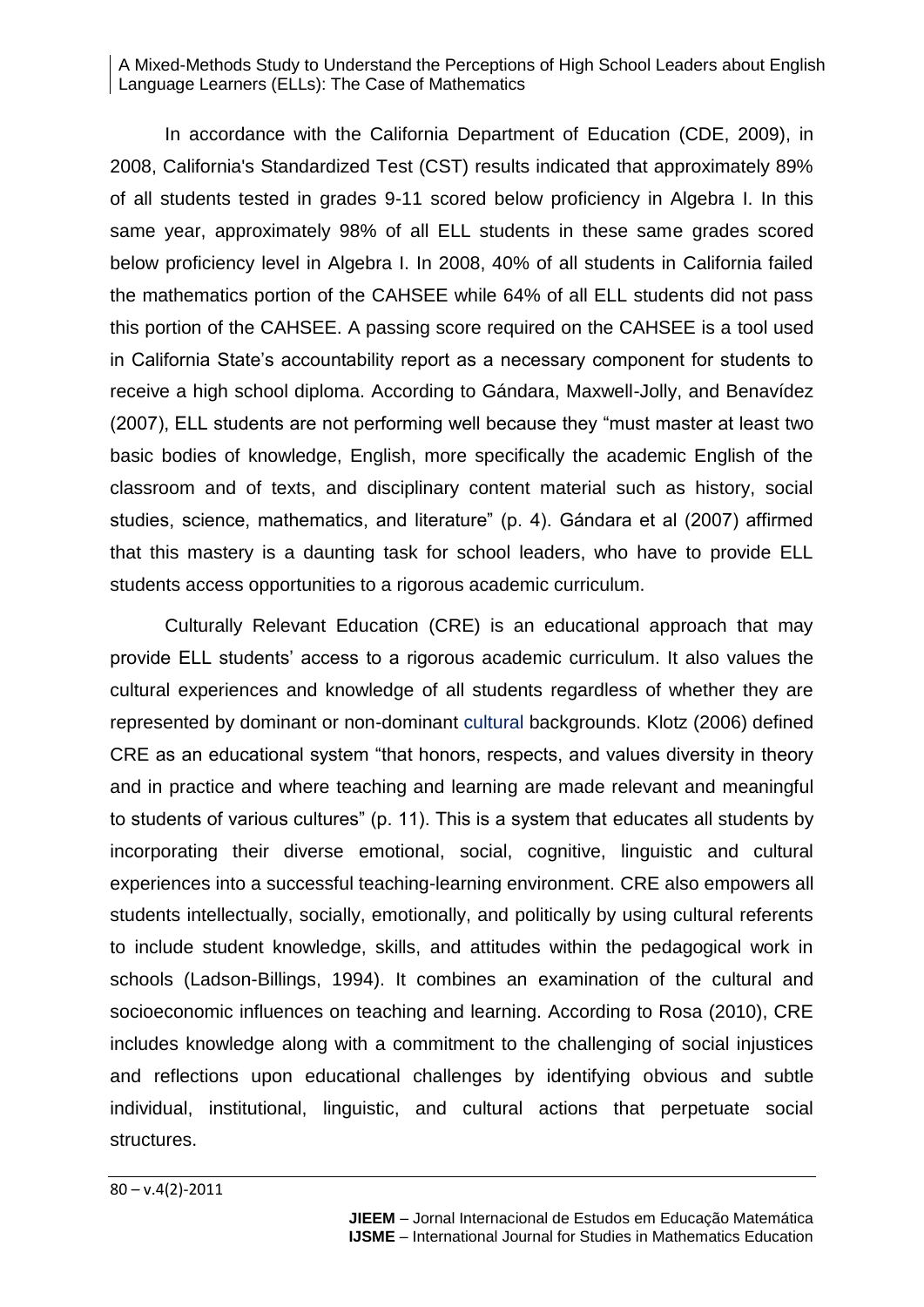In accordance with the California Department of Education (CDE, 2009), in 2008, California's Standardized Test (CST) results indicated that approximately 89% of all students tested in grades 9-11 scored below proficiency in Algebra I. In this same year, approximately 98% of all ELL students in these same grades scored below proficiency level in Algebra I. In 2008, 40% of all students in California failed the mathematics portion of the CAHSEE while 64% of all ELL students did not pass this portion of the CAHSEE. A passing score required on the CAHSEE is a tool used in California State's accountability report as a necessary component for students to receive a high school diploma. According to Gándara, Maxwell-Jolly, and Benavídez (2007), ELL students are not performing well because they "must master at least two basic bodies of knowledge, English, more specifically the academic English of the classroom and of texts, and disciplinary content material such as history, social studies, science, mathematics, and literature" (p. 4). Gándara et al (2007) affirmed that this mastery is a daunting task for school leaders, who have to provide ELL students access opportunities to a rigorous academic curriculum.

Culturally Relevant Education (CRE) is an educational approach that may provide ELL students' access to a rigorous academic curriculum. It also values the cultural experiences and knowledge of all students regardless of whether they are represented by dominant or non-dominant cultural backgrounds. Klotz (2006) defined CRE as an educational system "that honors, respects, and values diversity in theory and in practice and where teaching and learning are made relevant and meaningful to students of various cultures" (p. 11). This is a system that educates all students by incorporating their diverse emotional, social, cognitive, linguistic and cultural experiences into a successful teaching-learning environment. CRE also empowers all students intellectually, socially, emotionally, and politically by using cultural referents to include student knowledge, skills, and attitudes within the pedagogical work in schools (Ladson-Billings, 1994). It combines an examination of the cultural and socioeconomic influences on teaching and learning. According to Rosa (2010), CRE includes knowledge along with a commitment to the challenging of social injustices and reflections upon educational challenges by identifying obvious and subtle individual, institutional, linguistic, and cultural actions that perpetuate social structures.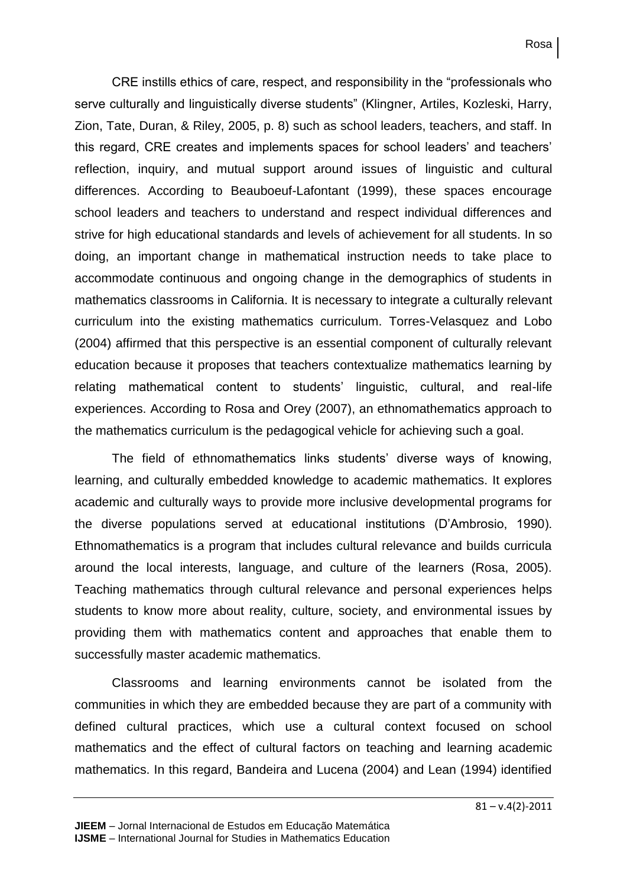CRE instills ethics of care, respect, and responsibility in the "professionals who serve culturally and linguistically diverse students" (Klingner, Artiles, Kozleski, Harry, Zion, Tate, Duran, & Riley, 2005, p. 8) such as school leaders, teachers, and staff. In this regard, CRE creates and implements spaces for school leaders' and teachers' reflection, inquiry, and mutual support around issues of linguistic and cultural differences. According to Beauboeuf-Lafontant (1999), these spaces encourage school leaders and teachers to understand and respect individual differences and strive for high educational standards and levels of achievement for all students. In so doing, an important change in mathematical instruction needs to take place to accommodate continuous and ongoing change in the demographics of students in mathematics classrooms in California. It is necessary to integrate a culturally relevant curriculum into the existing mathematics curriculum. Torres-Velasquez and Lobo (2004) affirmed that this perspective is an essential component of culturally relevant education because it proposes that teachers contextualize mathematics learning by relating mathematical content to students' linguistic, cultural, and real-life experiences. According to Rosa and Orey (2007), an ethnomathematics approach to the mathematics curriculum is the pedagogical vehicle for achieving such a goal.

The field of ethnomathematics links students' diverse ways of knowing, learning, and culturally embedded knowledge to academic mathematics. It explores academic and culturally ways to provide more inclusive developmental programs for the diverse populations served at educational institutions (D'Ambrosio, 1990). Ethnomathematics is a program that includes cultural relevance and builds curricula around the local interests, language, and culture of the learners (Rosa, 2005). Teaching mathematics through cultural relevance and personal experiences helps students to know more about reality, culture, society, and environmental issues by providing them with mathematics content and approaches that enable them to successfully master academic mathematics.

Classrooms and learning environments cannot be isolated from the communities in which they are embedded because they are part of a community with defined cultural practices, which use a cultural context focused on school mathematics and the effect of cultural factors on teaching and learning academic mathematics. In this regard, Bandeira and Lucena (2004) and Lean (1994) identified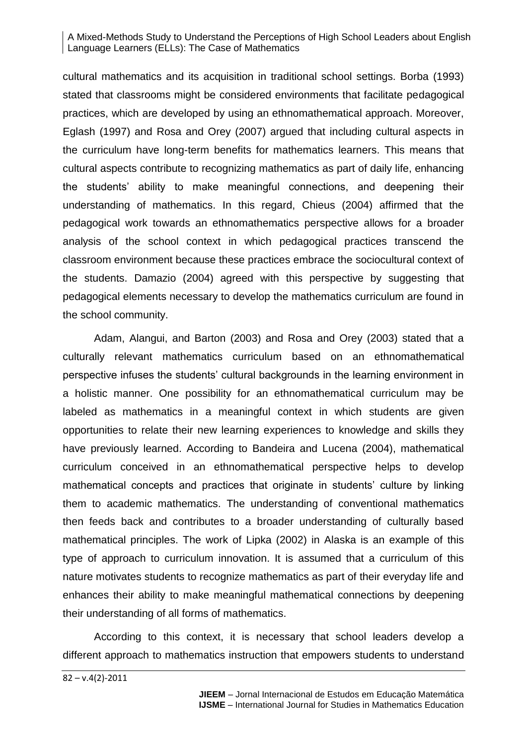cultural mathematics and its acquisition in traditional school settings. Borba (1993) stated that classrooms might be considered environments that facilitate pedagogical practices, which are developed by using an ethnomathematical approach. Moreover, Eglash (1997) and Rosa and Orey (2007) argued that including cultural aspects in the curriculum have long-term benefits for mathematics learners. This means that cultural aspects contribute to recognizing mathematics as part of daily life, enhancing the students' ability to make meaningful connections, and deepening their understanding of mathematics. In this regard, Chieus (2004) affirmed that the pedagogical work towards an ethnomathematics perspective allows for a broader analysis of the school context in which pedagogical practices transcend the classroom environment because these practices embrace the sociocultural context of the students. Damazio (2004) agreed with this perspective by suggesting that pedagogical elements necessary to develop the mathematics curriculum are found in the school community.

Adam, Alangui, and Barton (2003) and Rosa and Orey (2003) stated that a culturally relevant mathematics curriculum based on an ethnomathematical perspective infuses the students' cultural backgrounds in the learning environment in a holistic manner. One possibility for an ethnomathematical curriculum may be labeled as mathematics in a meaningful context in which students are given opportunities to relate their new learning experiences to knowledge and skills they have previously learned. According to Bandeira and Lucena (2004), mathematical curriculum conceived in an ethnomathematical perspective helps to develop mathematical concepts and practices that originate in students' culture by linking them to academic mathematics. The understanding of conventional mathematics then feeds back and contributes to a broader understanding of culturally based mathematical principles. The work of Lipka (2002) in Alaska is an example of this type of approach to curriculum innovation. It is assumed that a curriculum of this nature motivates students to recognize mathematics as part of their everyday life and enhances their ability to make meaningful mathematical connections by deepening their understanding of all forms of mathematics.

According to this context, it is necessary that school leaders develop a different approach to mathematics instruction that empowers students to understand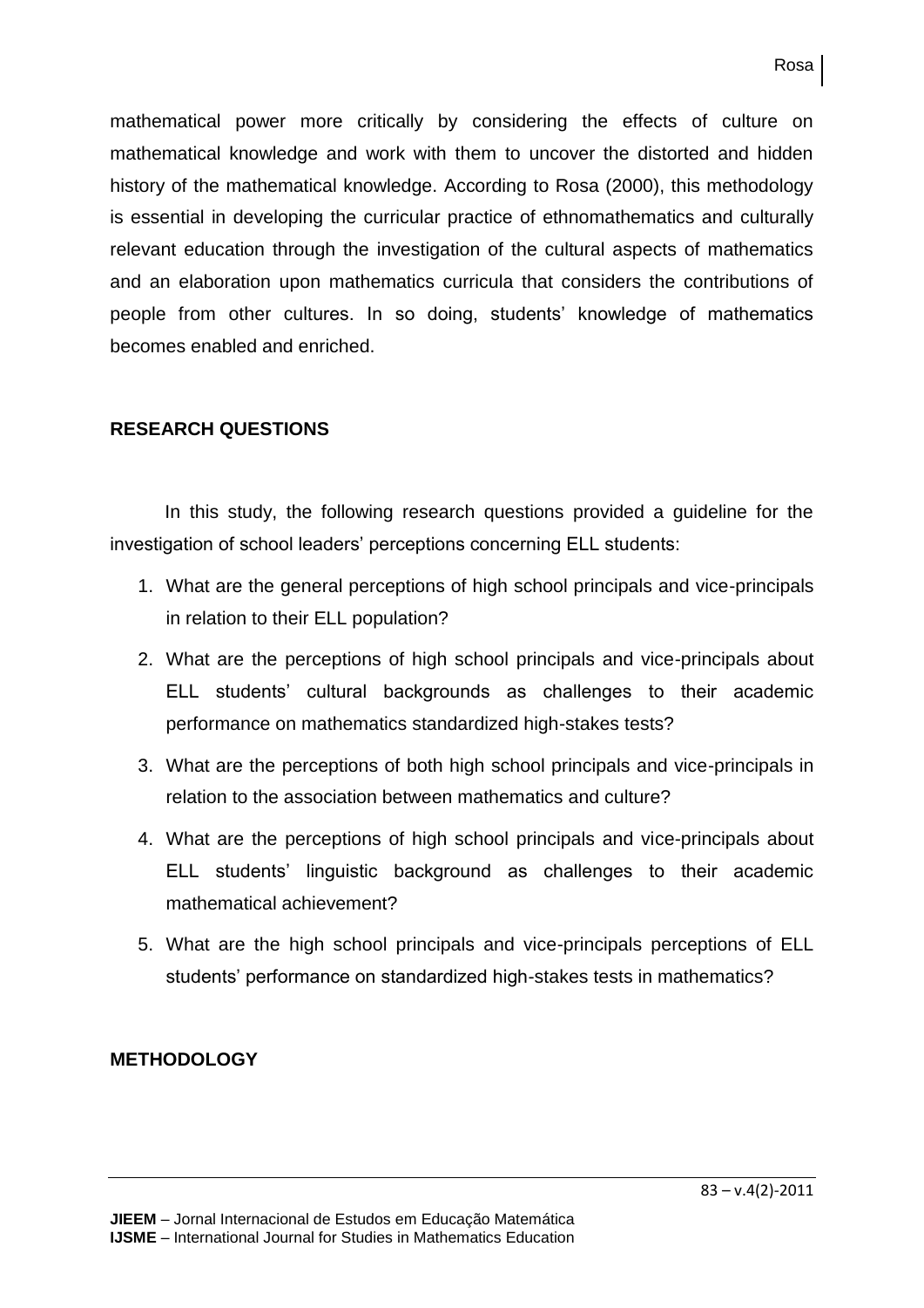mathematical power more critically by considering the effects of culture on mathematical knowledge and work with them to uncover the distorted and hidden history of the mathematical knowledge. According to Rosa (2000), this methodology is essential in developing the curricular practice of ethnomathematics and culturally relevant education through the investigation of the cultural aspects of mathematics and an elaboration upon mathematics curricula that considers the contributions of people from other cultures. In so doing, students' knowledge of mathematics becomes enabled and enriched.

## RESEARCH QUESTIONS

In this study, the following research questions provided a guideline for the investigation of school leaders' perceptions concerning ELL students:

1. What are the general perceptions of high school principals and vice-principals in relation to their ELL population?
2. What are the perceptions of high school principals and vice-principals about ELL students' cultural backgrounds as challenges to their academic performance on mathematics standardized high-stakes tests?
3. What are the perceptions of both high school principals and vice-principals in relation to the association between mathematics and culture?
4. What are the perceptions of high school principals and vice-principals about ELL students' linguistic background as challenges to their academic mathematical achievement?
5. What are the high school principals and vice-principals perceptions of ELL students' performance on standardized high-stakes tests in mathematics?

## METHODOLOGY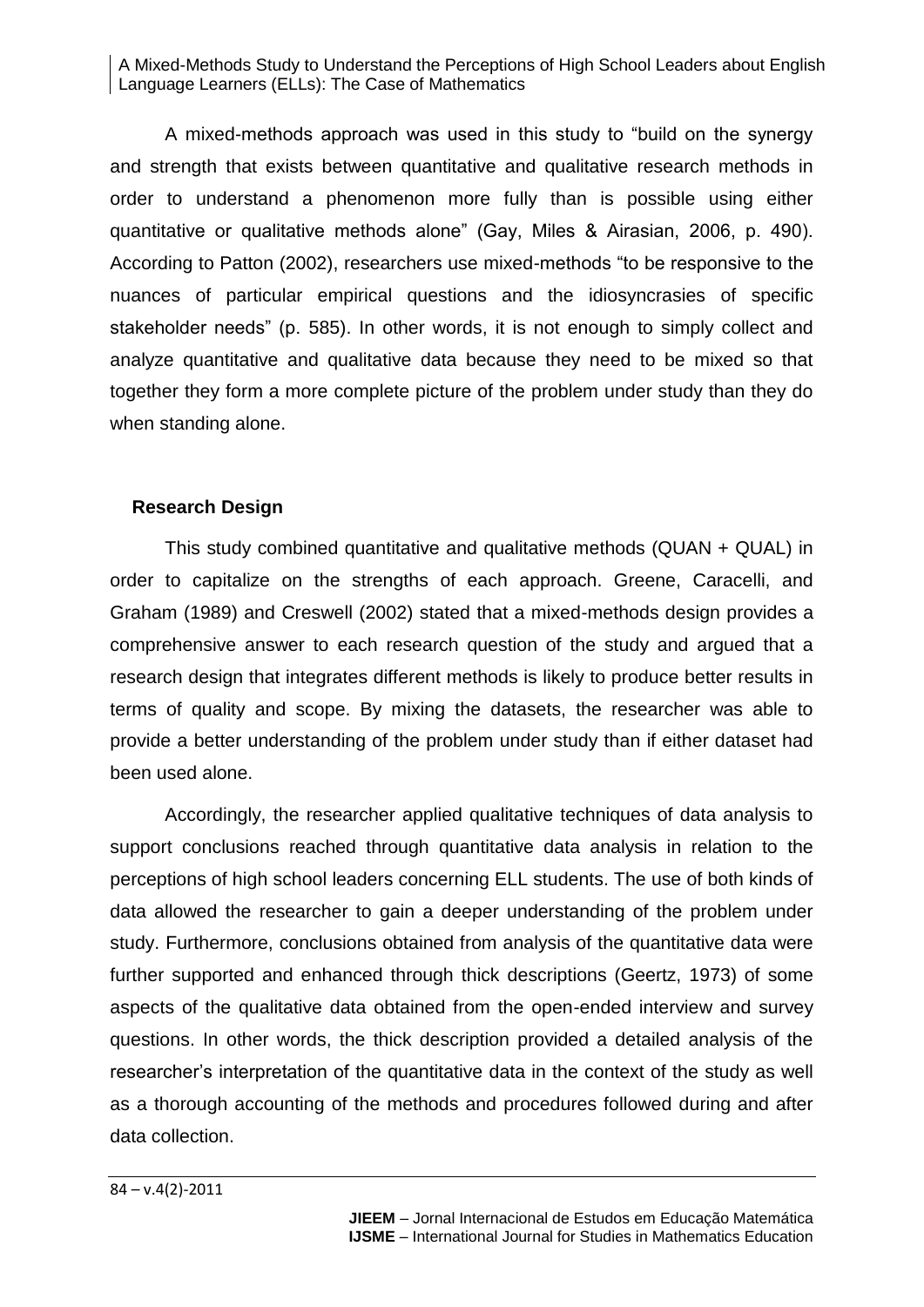A mixed-methods approach was used in this study to "build on the synergy and strength that exists between quantitative and qualitative research methods in order to understand a phenomenon more fully than is possible using either quantitative or qualitative methods alone" (Gay, Miles & Airasian, 2006, p. 490). According to Patton (2002), researchers use mixed-methods "to be responsive to the nuances of particular empirical questions and the idiosyncrasies of specific stakeholder needs" (p. 585). In other words, it is not enough to simply collect and analyze quantitative and qualitative data because they need to be mixed so that together they form a more complete picture of the problem under study than they do when standing alone.

## Research Design

This study combined quantitative and qualitative methods (QUAN + QUAL) in order to capitalize on the strengths of each approach. Greene, Caracelli, and Graham (1989) and Creswell (2002) stated that a mixed-methods design provides a comprehensive answer to each research question of the study and argued that a research design that integrates different methods is likely to produce better results in terms of quality and scope. By mixing the datasets, the researcher was able to provide a better understanding of the problem under study than if either dataset had been used alone.

Accordingly, the researcher applied qualitative techniques of data analysis to support conclusions reached through quantitative data analysis in relation to the perceptions of high school leaders concerning ELL students. The use of both kinds of data allowed the researcher to gain a deeper understanding of the problem under study. Furthermore, conclusions obtained from analysis of the quantitative data were further supported and enhanced through thick descriptions (Geertz, 1973) of some aspects of the qualitative data obtained from the open-ended interview and survey questions. In other words, the thick description provided a detailed analysis of the researcher's interpretation of the quantitative data in the context of the study as well as a thorough accounting of the methods and procedures followed during and after data collection.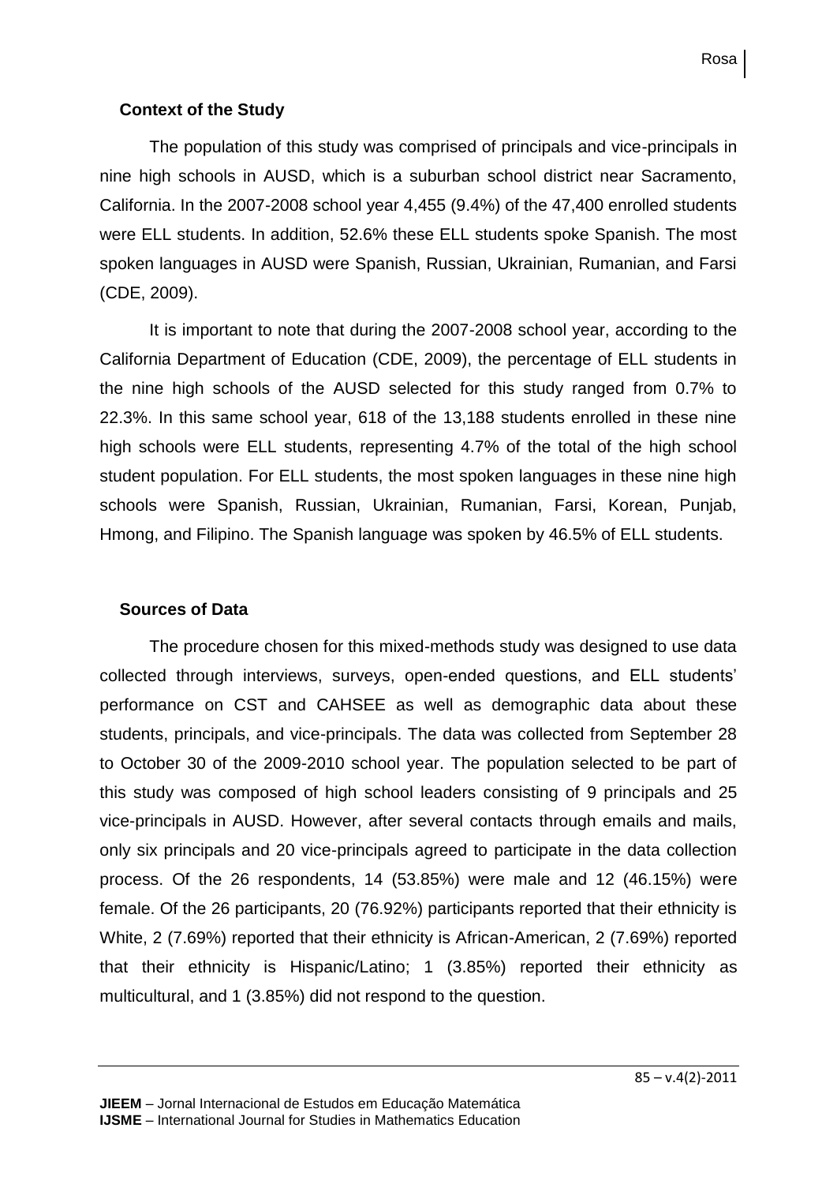## Context of the Study

The population of this study was comprised of principals and vice-principals in nine high schools in AUSD, which is a suburban school district near Sacramento, California. In the 2007-2008 school year 4,455 (9.4%) of the 47,400 enrolled students were ELL students. In addition, 52.6% these ELL students spoke Spanish. The most spoken languages in AUSD were Spanish, Russian, Ukrainian, Rumanian, and Farsi (CDE, 2009).

It is important to note that during the 2007-2008 school year, according to the California Department of Education (CDE, 2009), the percentage of ELL students in the nine high schools of the AUSD selected for this study ranged from 0.7% to 22.3%. In this same school year, 618 of the 13,188 students enrolled in these nine high schools were ELL students, representing 4.7% of the total of the high school student population. For ELL students, the most spoken languages in these nine high schools were Spanish, Russian, Ukrainian, Rumanian, Farsi, Korean, Punjab, Hmong, and Filipino. The Spanish language was spoken by 46.5% of ELL students.

## Sources of Data

The procedure chosen for this mixed-methods study was designed to use data collected through interviews, surveys, open-ended questions, and ELL students' performance on CST and CAHSEE as well as demographic data about these students, principals, and vice-principals. The data was collected from September 28 to October 30 of the 2009-2010 school year. The population selected to be part of this study was composed of high school leaders consisting of 9 principals and 25 vice-principals in AUSD. However, after several contacts through emails and mails, only six principals and 20 vice-principals agreed to participate in the data collection process. Of the 26 respondents, 14 (53.85%) were male and 12 (46.15%) were female. Of the 26 participants, 20 (76.92%) participants reported that their ethnicity is White, 2 (7.69%) reported that their ethnicity is African-American, 2 (7.69%) reported that their ethnicity is Hispanic/Latino; 1 (3.85%) reported their ethnicity as multicultural, and 1 (3.85%) did not respond to the question.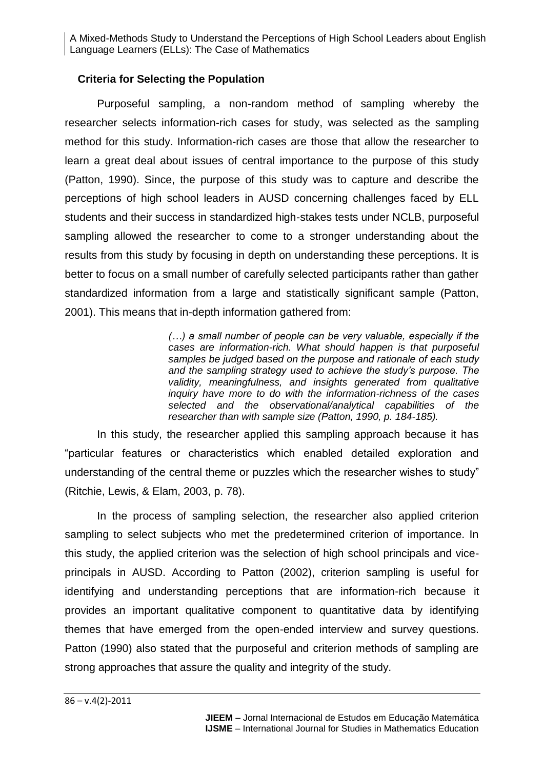## Criteria for Selecting the Population

Purposeful sampling, a non-random method of sampling whereby the researcher selects information-rich cases for study, was selected as the sampling method for this study. Information-rich cases are those that allow the researcher to learn a great deal about issues of central importance to the purpose of this study (Patton, 1990). Since, the purpose of this study was to capture and describe the perceptions of high school leaders in AUSD concerning challenges faced by ELL students and their success in standardized high-stakes tests under NCLB, purposeful sampling allowed the researcher to come to a stronger understanding about the results from this study by focusing in depth on understanding these perceptions. It is better to focus on a small number of carefully selected participants rather than gather standardized information from a large and statistically significant sample (Patton, 2001). This means that in-depth information gathered from:

> *(…) a small number of people can be very valuable, especially if the cases are information-rich. What should happen is that purposeful samples be judged based on the purpose and rationale of each study and the sampling strategy used to achieve the study's purpose. The validity, meaningfulness, and insights generated from qualitative inquiry have more to do with the information-richness of the cases selected and the observational/analytical capabilities of the researcher than with sample size (Patton, 1990, p. 184-185).*

In this study, the researcher applied this sampling approach because it has "particular features or characteristics which enabled detailed exploration and understanding of the central theme or puzzles which the researcher wishes to study" (Ritchie, Lewis, & Elam, 2003, p. 78).

In the process of sampling selection, the researcher also applied criterion sampling to select subjects who met the predetermined criterion of importance. In this study, the applied criterion was the selection of high school principals and vice-principals in AUSD. According to Patton (2002), criterion sampling is useful for identifying and understanding perceptions that are information-rich because it provides an important qualitative component to quantitative data by identifying themes that have emerged from the open-ended interview and survey questions. Patton (1990) also stated that the purposeful and criterion methods of sampling are strong approaches that assure the quality and integrity of the study.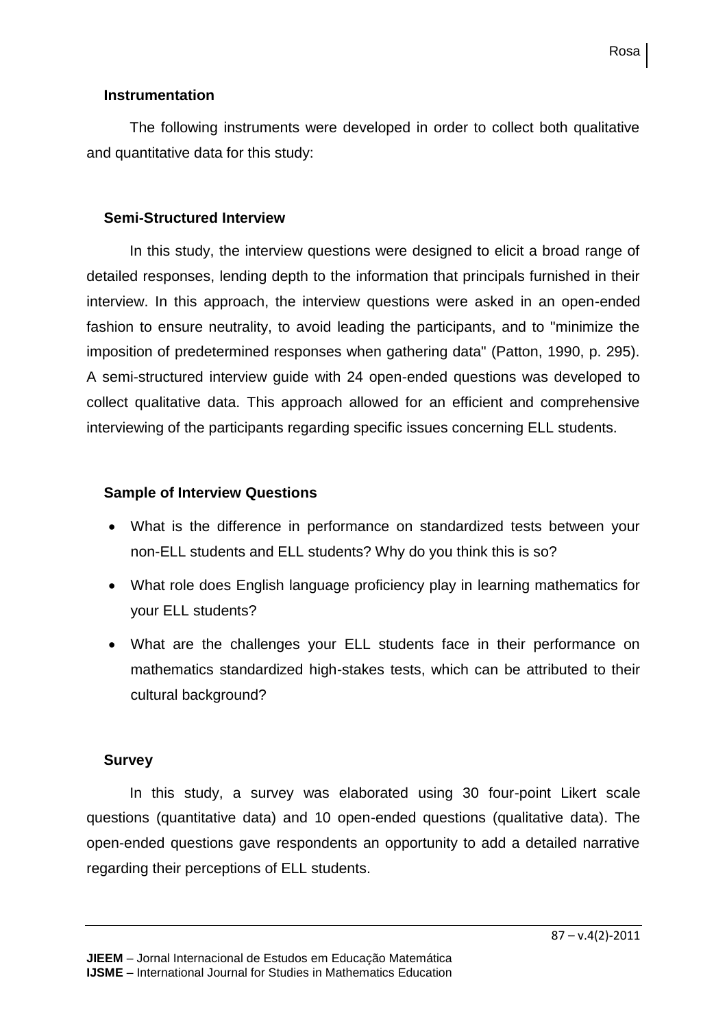## Instrumentation

The following instruments were developed in order to collect both qualitative and quantitative data for this study:

### Semi-Structured Interview

In this study, the interview questions were designed to elicit a broad range of detailed responses, lending depth to the information that principals furnished in their interview. In this approach, the interview questions were asked in an open-ended fashion to ensure neutrality, to avoid leading the participants, and to "minimize the imposition of predetermined responses when gathering data" (Patton, 1990, p. 295). A semi-structured interview guide with 24 open-ended questions was developed to collect qualitative data. This approach allowed for an efficient and comprehensive interviewing of the participants regarding specific issues concerning ELL students.

### Sample of Interview Questions

- What is the difference in performance on standardized tests between your non-ELL students and ELL students? Why do you think this is so?
- What role does English language proficiency play in learning mathematics for your ELL students?
- What are the challenges your ELL students face in their performance on mathematics standardized high-stakes tests, which can be attributed to their cultural background?

### Survey

In this study, a survey was elaborated using 30 four-point Likert scale questions (quantitative data) and 10 open-ended questions (qualitative data). The open-ended questions gave respondents an opportunity to add a detailed narrative regarding their perceptions of ELL students.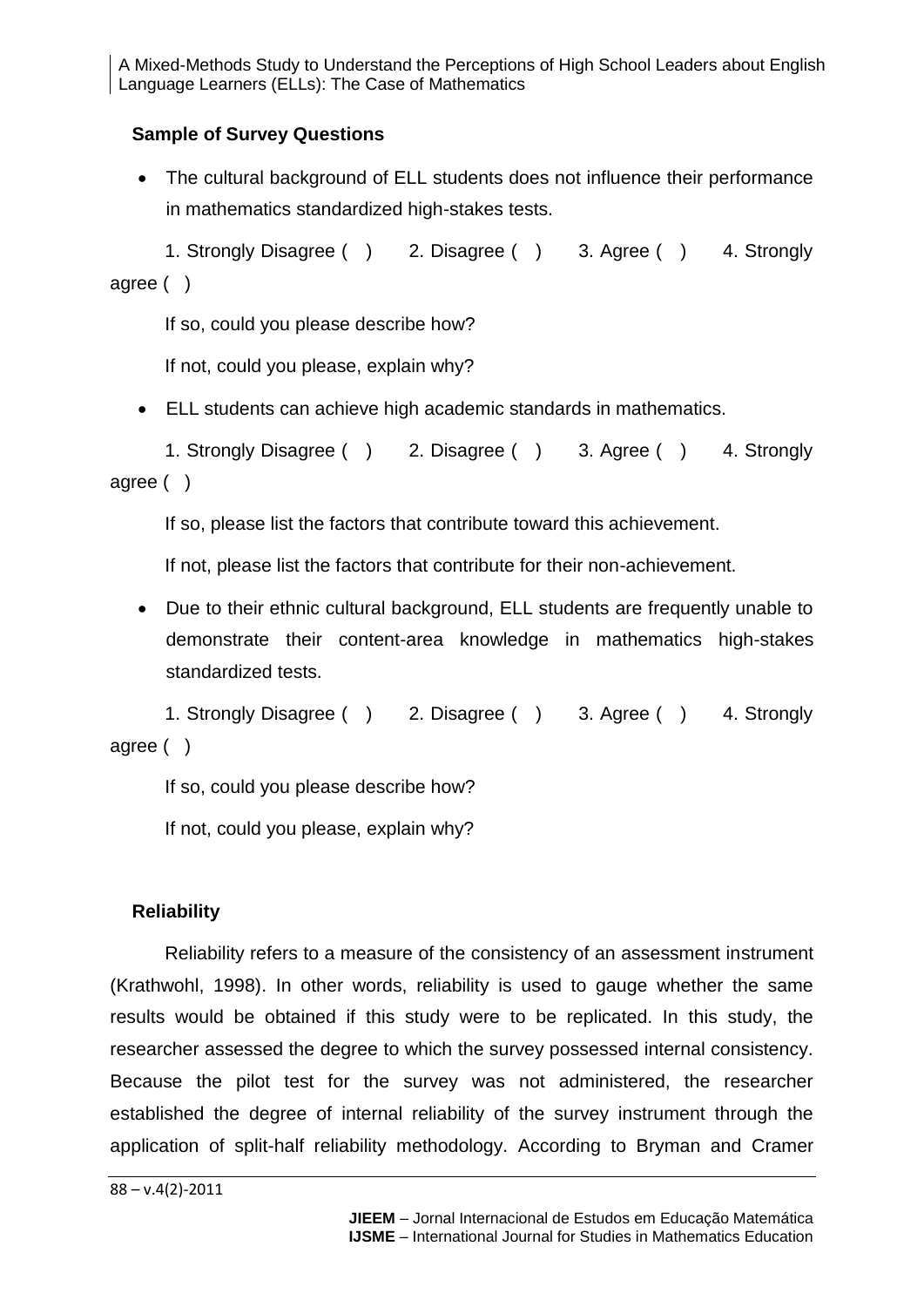### Sample of Survey Questions

- The cultural background of ELL students does not influence their performance in mathematics standardized high-stakes tests.

  1. Strongly Disagree ( ) 2. Disagree ( ) 3. Agree ( ) 4. Strongly agree ( )

  If so, could you please describe how?

  If not, could you please, explain why?

- ELL students can achieve high academic standards in mathematics.

  1. Strongly Disagree ( ) 2. Disagree ( ) 3. Agree ( ) 4. Strongly agree ( )

  If so, please list the factors that contribute toward this achievement.

  If not, please list the factors that contribute for their non-achievement.

- Due to their ethnic cultural background, ELL students are frequently unable to demonstrate their content-area knowledge in mathematics high-stakes standardized tests.

  1. Strongly Disagree ( ) 2. Disagree ( ) 3. Agree ( ) 4. Strongly agree ( )

  If so, could you please describe how?

  If not, could you please, explain why?

### Reliability

Reliability refers to a measure of the consistency of an assessment instrument (Krathwohl, 1998). In other words, reliability is used to gauge whether the same results would be obtained if this study were to be replicated. In this study, the researcher assessed the degree to which the survey possessed internal consistency. Because the pilot test for the survey was not administered, the researcher established the degree of internal reliability of the survey instrument through the application of split-half reliability methodology. According to Bryman and Cramer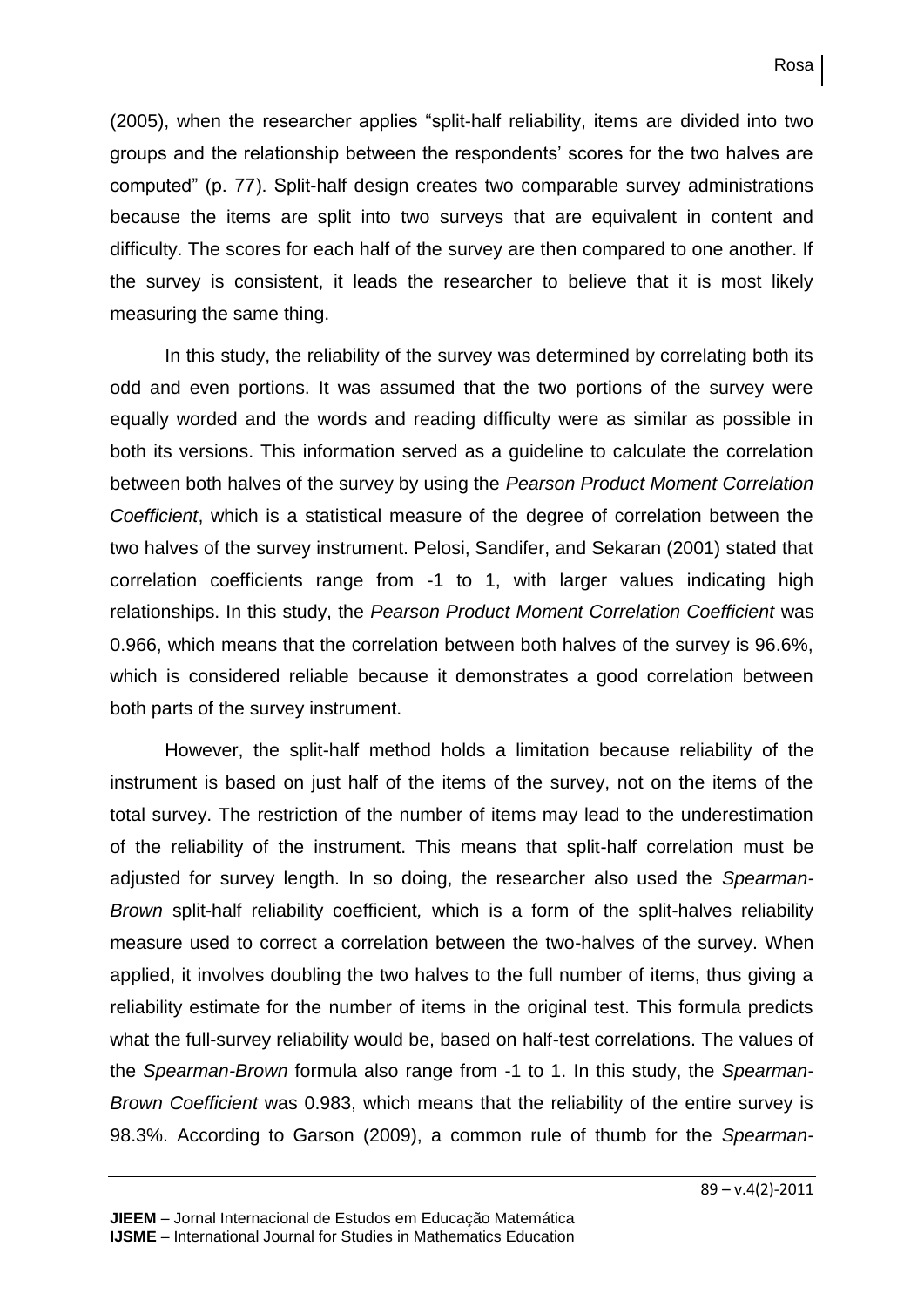(2005), when the researcher applies "split-half reliability, items are divided into two groups and the relationship between the respondents' scores for the two halves are computed" (p. 77). Split-half design creates two comparable survey administrations because the items are split into two surveys that are equivalent in content and difficulty. The scores for each half of the survey are then compared to one another. If the survey is consistent, it leads the researcher to believe that it is most likely measuring the same thing.

In this study, the reliability of the survey was determined by correlating both its odd and even portions. It was assumed that the two portions of the survey were equally worded and the words and reading difficulty were as similar as possible in both its versions. This information served as a guideline to calculate the correlation between both halves of the survey by using the *Pearson Product Moment Correlation Coefficient*, which is a statistical measure of the degree of correlation between the two halves of the survey instrument. Pelosi, Sandifer, and Sekaran (2001) stated that correlation coefficients range from -1 to 1, with larger values indicating high relationships. In this study, the *Pearson Product Moment Correlation Coefficient* was 0.966, which means that the correlation between both halves of the survey is 96.6%, which is considered reliable because it demonstrates a good correlation between both parts of the survey instrument.

However, the split-half method holds a limitation because reliability of the instrument is based on just half of the items of the survey, not on the items of the total survey. The restriction of the number of items may lead to the underestimation of the reliability of the instrument. This means that split-half correlation must be adjusted for survey length. In so doing, the researcher also used the *Spearman-Brown* split-half reliability coefficient, which is a form of the split-halves reliability measure used to correct a correlation between the two-halves of the survey. When applied, it involves doubling the two halves to the full number of items, thus giving a reliability estimate for the number of items in the original test. This formula predicts what the full-survey reliability would be, based on half-test correlations. The values of the *Spearman-Brown* formula also range from -1 to 1. In this study, the *Spearman-Brown Coefficient* was 0.983, which means that the reliability of the entire survey is 98.3%. According to Garson (2009), a common rule of thumb for the *Spearman-*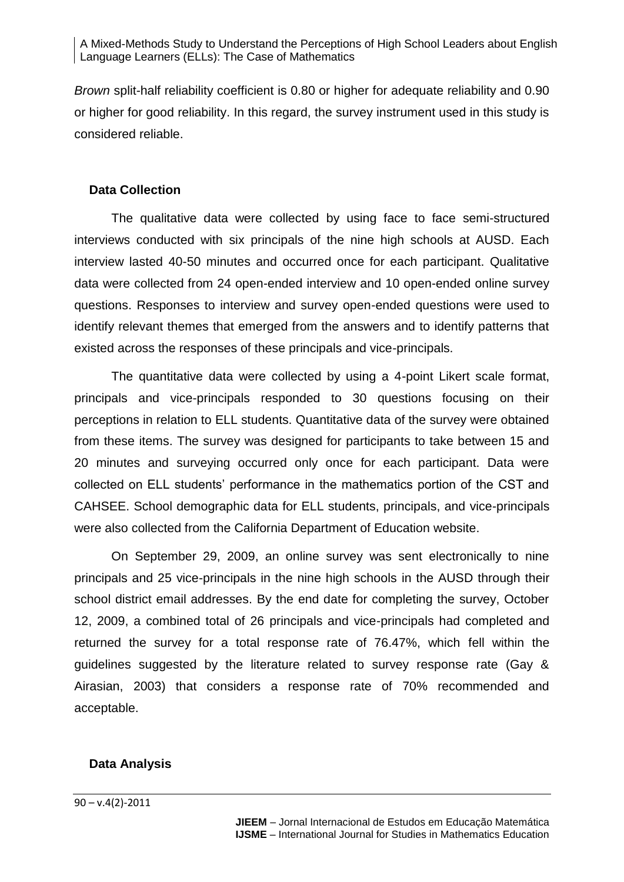*Brown* split-half reliability coefficient is 0.80 or higher for adequate reliability and 0.90 or higher for good reliability. In this regard, the survey instrument used in this study is considered reliable.

## Data Collection

The qualitative data were collected by using face to face semi-structured interviews conducted with six principals of the nine high schools at AUSD. Each interview lasted 40-50 minutes and occurred once for each participant. Qualitative data were collected from 24 open-ended interview and 10 open-ended online survey questions. Responses to interview and survey open-ended questions were used to identify relevant themes that emerged from the answers and to identify patterns that existed across the responses of these principals and vice-principals.

The quantitative data were collected by using a 4-point Likert scale format, principals and vice-principals responded to 30 questions focusing on their perceptions in relation to ELL students. Quantitative data of the survey were obtained from these items. The survey was designed for participants to take between 15 and 20 minutes and surveying occurred only once for each participant. Data were collected on ELL students' performance in the mathematics portion of the CST and CAHSEE. School demographic data for ELL students, principals, and vice-principals were also collected from the California Department of Education website.

On September 29, 2009, an online survey was sent electronically to nine principals and 25 vice-principals in the nine high schools in the AUSD through their school district email addresses. By the end date for completing the survey, October 12, 2009, a combined total of 26 principals and vice-principals had completed and returned the survey for a total response rate of 76.47%, which fell within the guidelines suggested by the literature related to survey response rate (Gay & Airasian, 2003) that considers a response rate of 70% recommended and acceptable.

## Data Analysis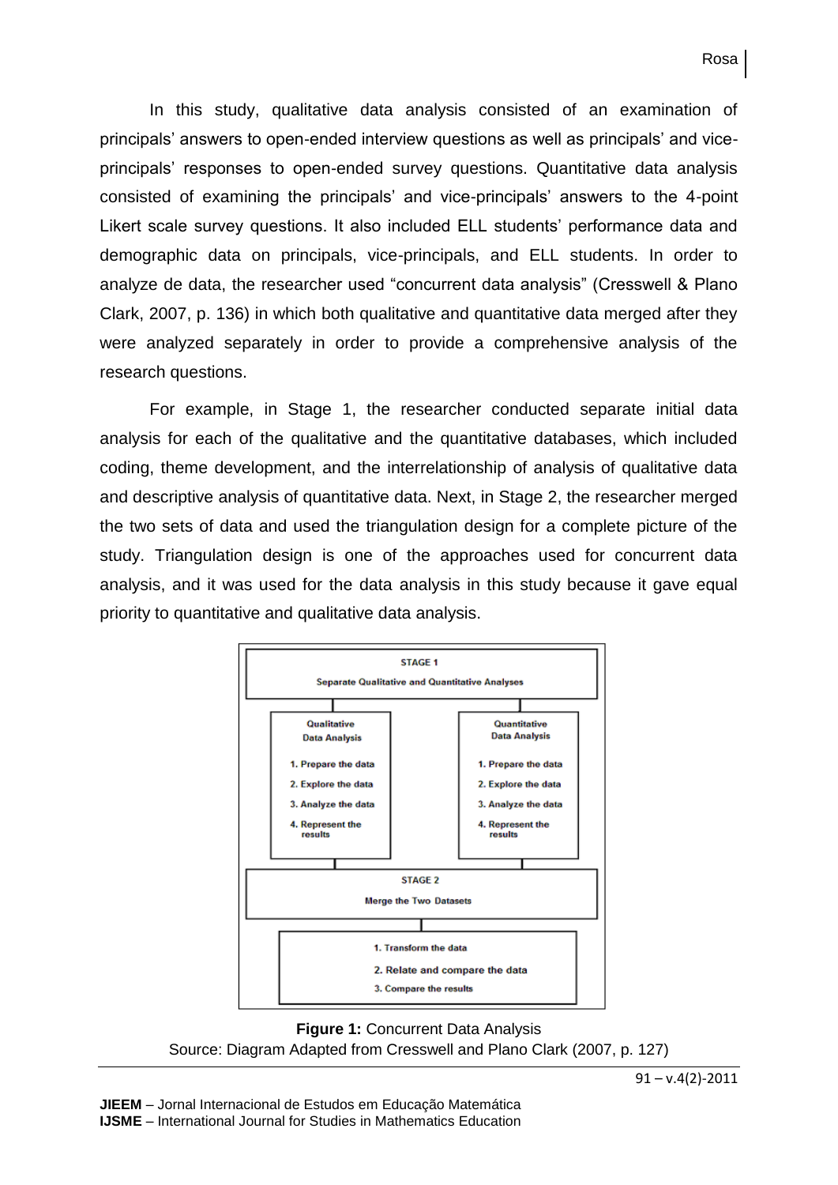In this study, qualitative data analysis consisted of an examination of principals' answers to open-ended interview questions as well as principals' and vice-principals' responses to open-ended survey questions. Quantitative data analysis consisted of examining the principals' and vice-principals' answers to the 4-point Likert scale survey questions. It also included ELL students' performance data and demographic data on principals, vice-principals, and ELL students. In order to analyze de data, the researcher used "concurrent data analysis" (Cresswell & Plano Clark, 2007, p. 136) in which both qualitative and quantitative data merged after they were analyzed separately in order to provide a comprehensive analysis of the research questions.

For example, in Stage 1, the researcher conducted separate initial data analysis for each of the qualitative and the quantitative databases, which included coding, theme development, and the interrelationship of analysis of qualitative data and descriptive analysis of quantitative data. Next, in Stage 2, the researcher merged the two sets of data and used the triangulation design for a complete picture of the study. Triangulation design is one of the approaches used for concurrent data analysis, and it was used for the data analysis in this study because it gave equal priority to quantitative and qualitative data analysis.

**STAGE 1**
**Separate Qualitative and Quantitative Analyses**

| Qualitative Data Analysis | Quantitative Data Analysis |
|---|---|
| 1. Prepare the data | 1. Prepare the data |
| 2. Explore the data | 2. Explore the data |
| 3. Analyze the data | 3. Analyze the data |
| 4. Represent the results | 4. Represent the results |

**STAGE 2**
**Merge the Two Datasets**

1. Transform the data
2. Relate and compare the data
3. Compare the results

**Figure 1:** Concurrent Data Analysis
Source: Diagram Adapted from Cresswell and Plano Clark (2007, p. 127)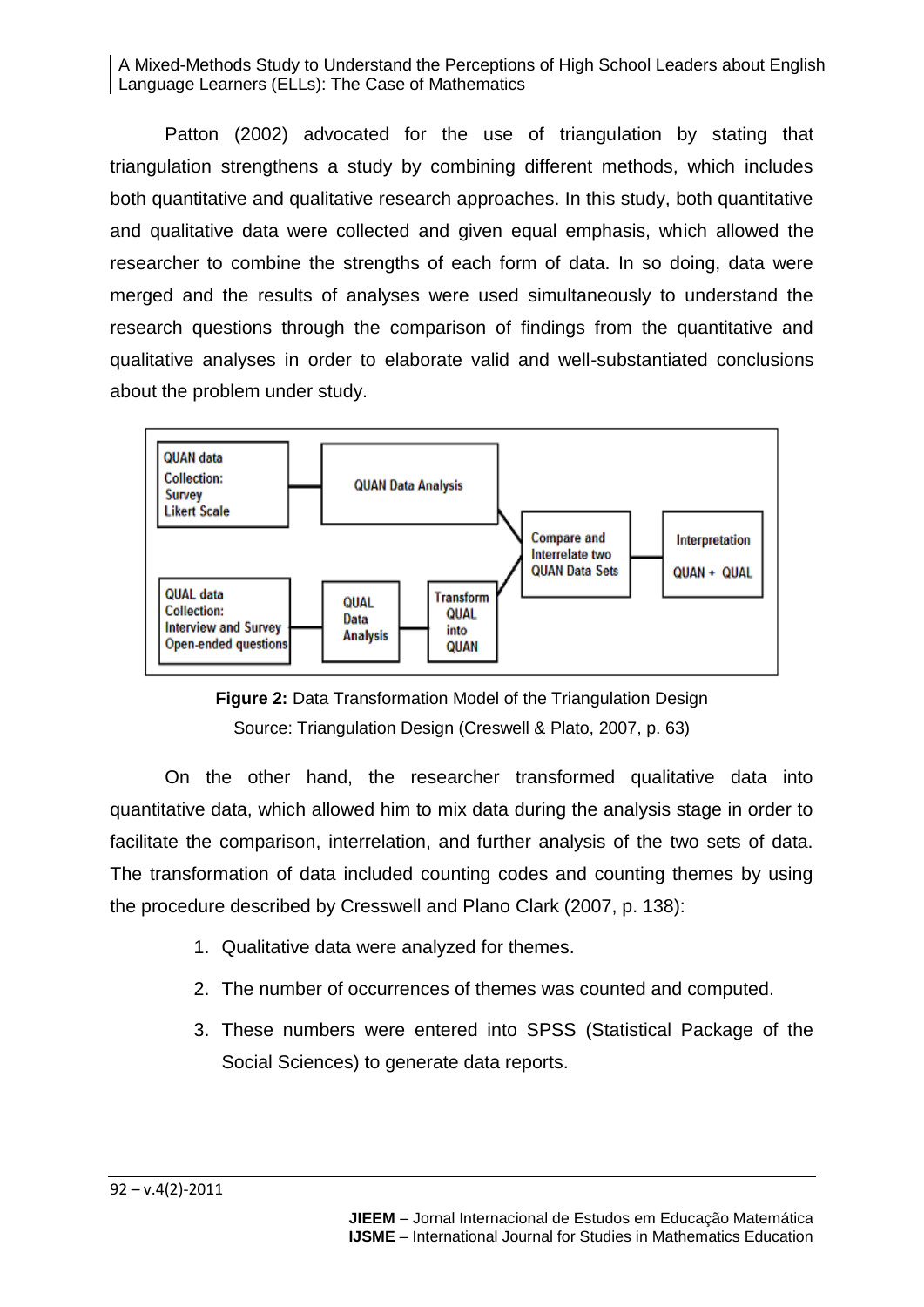Patton (2002) advocated for the use of triangulation by stating that triangulation strengthens a study by combining different methods, which includes both quantitative and qualitative research approaches. In this study, both quantitative and qualitative data were collected and given equal emphasis, which allowed the researcher to combine the strengths of each form of data. In so doing, data were merged and the results of analyses were used simultaneously to understand the research questions through the comparison of findings from the quantitative and qualitative analyses in order to elaborate valid and well-substantiated conclusions about the problem under study.

QUAN data Collection: Survey Likert Scale → QUAN Data Analysis → Compare and Interrelate two QUAN Data Sets → Interpretation QUAN + QUAL

QUAL data Collection: Interview and Survey Open-ended questions → QUAL Data Analysis → Transform QUAL into QUAN → Compare and Interrelate two QUAN Data Sets

**Figure 2:** Data Transformation Model of the Triangulation Design
Source: Triangulation Design (Creswell & Plato, 2007, p. 63)

On the other hand, the researcher transformed qualitative data into quantitative data, which allowed him to mix data during the analysis stage in order to facilitate the comparison, interrelation, and further analysis of the two sets of data. The transformation of data included counting codes and counting themes by using the procedure described by Cresswell and Plano Clark (2007, p. 138):

1. Qualitative data were analyzed for themes.
2. The number of occurrences of themes was counted and computed.
3. These numbers were entered into SPSS (Statistical Package of the Social Sciences) to generate data reports.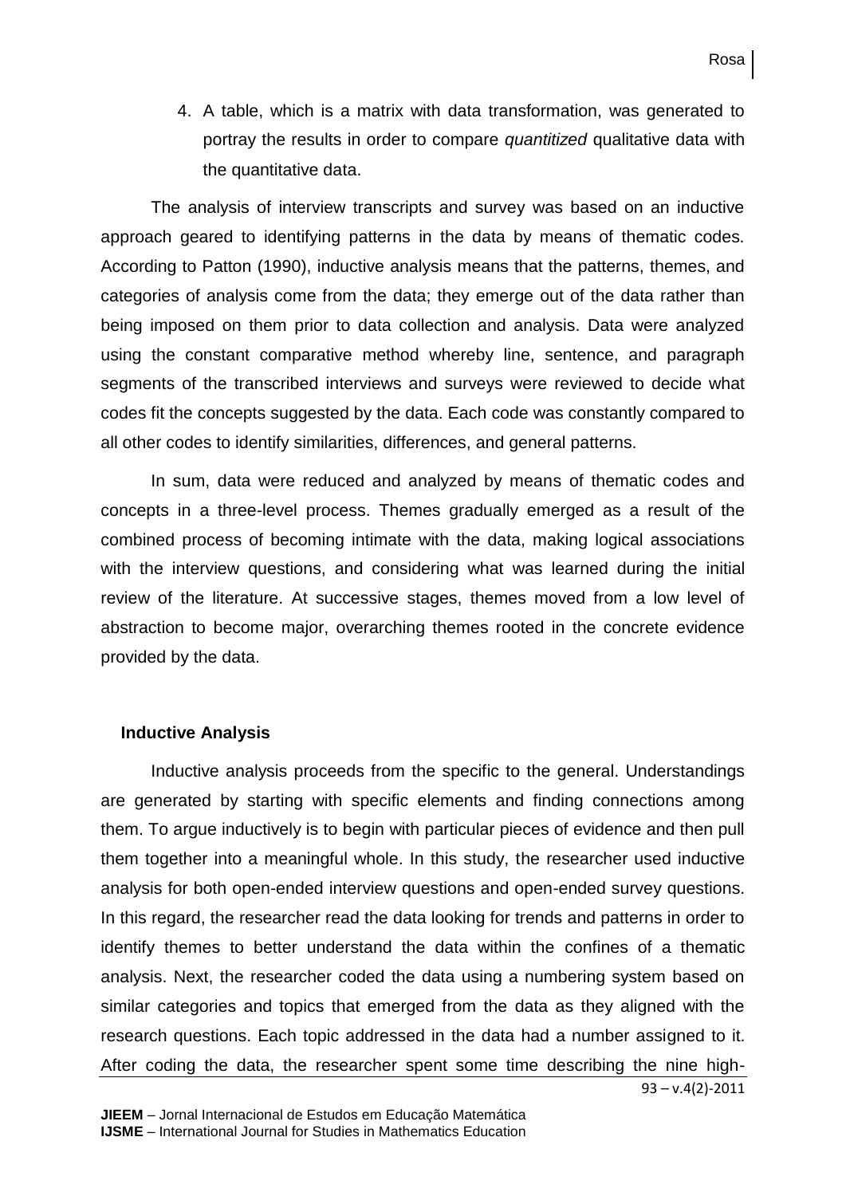4. A table, which is a matrix with data transformation, was generated to portray the results in order to compare *quantitized* qualitative data with the quantitative data.

The analysis of interview transcripts and survey was based on an inductive approach geared to identifying patterns in the data by means of thematic codes. According to Patton (1990), inductive analysis means that the patterns, themes, and categories of analysis come from the data; they emerge out of the data rather than being imposed on them prior to data collection and analysis. Data were analyzed using the constant comparative method whereby line, sentence, and paragraph segments of the transcribed interviews and surveys were reviewed to decide what codes fit the concepts suggested by the data. Each code was constantly compared to all other codes to identify similarities, differences, and general patterns.

In sum, data were reduced and analyzed by means of thematic codes and concepts in a three-level process. Themes gradually emerged as a result of the combined process of becoming intimate with the data, making logical associations with the interview questions, and considering what was learned during the initial review of the literature. At successive stages, themes moved from a low level of abstraction to become major, overarching themes rooted in the concrete evidence provided by the data.

## Inductive Analysis

Inductive analysis proceeds from the specific to the general. Understandings are generated by starting with specific elements and finding connections among them. To argue inductively is to begin with particular pieces of evidence and then pull them together into a meaningful whole. In this study, the researcher used inductive analysis for both open-ended interview questions and open-ended survey questions. In this regard, the researcher read the data looking for trends and patterns in order to identify themes to better understand the data within the confines of a thematic analysis. Next, the researcher coded the data using a numbering system based on similar categories and topics that emerged from the data as they aligned with the research questions. Each topic addressed in the data had a number assigned to it. After coding the data, the researcher spent some time describing the nine high-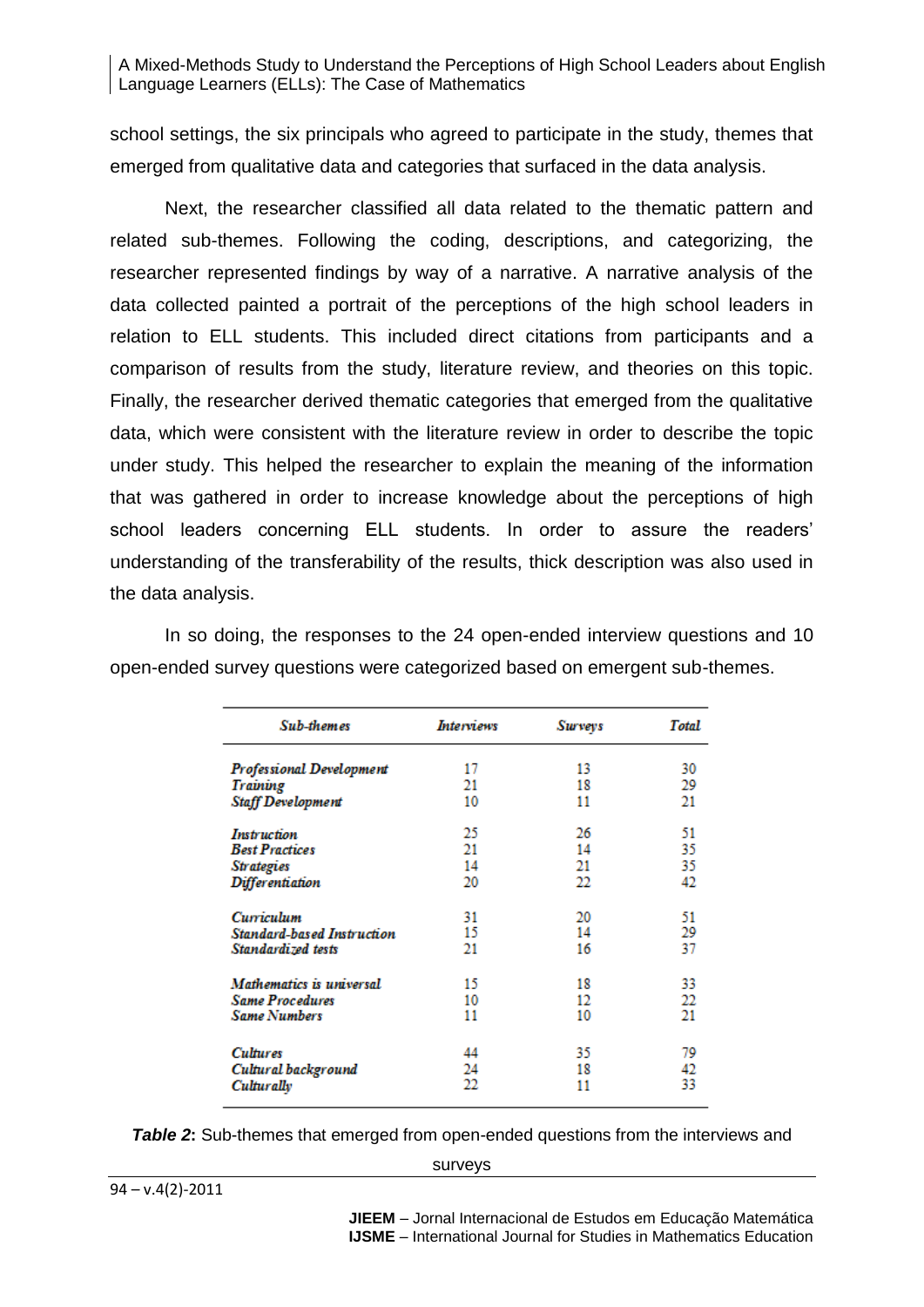school settings, the six principals who agreed to participate in the study, themes that emerged from qualitative data and categories that surfaced in the data analysis.

Next, the researcher classified all data related to the thematic pattern and related sub-themes. Following the coding, descriptions, and categorizing, the researcher represented findings by way of a narrative. A narrative analysis of the data collected painted a portrait of the perceptions of the high school leaders in relation to ELL students. This included direct citations from participants and a comparison of results from the study, literature review, and theories on this topic. Finally, the researcher derived thematic categories that emerged from the qualitative data, which were consistent with the literature review in order to describe the topic under study. This helped the researcher to explain the meaning of the information that was gathered in order to increase knowledge about the perceptions of high school leaders concerning ELL students. In order to assure the readers' understanding of the transferability of the results, thick description was also used in the data analysis.

In so doing, the responses to the 24 open-ended interview questions and 10 open-ended survey questions were categorized based on emergent sub-themes.

| *Sub-themes* | *Interviews* | *Surveys* | *Total* |
|---|---|---|---|
| *Professional Development* | 17 | 13 | 30 |
| *Training* | 21 | 18 | 29 |
| *Staff Development* | 10 | 11 | 21 |
| *Instruction* | 25 | 26 | 51 |
| *Best Practices* | 21 | 14 | 35 |
| *Strategies* | 14 | 21 | 35 |
| *Differentiation* | 20 | 22 | 42 |
| *Curriculum* | 31 | 20 | 51 |
| *Standard-based Instruction* | 15 | 14 | 29 |
| *Standardized tests* | 21 | 16 | 37 |
| *Mathematics is universal* | 15 | 18 | 33 |
| *Same Procedures* | 10 | 12 | 22 |
| *Same Numbers* | 11 | 10 | 21 |
| *Cultures* | 44 | 35 | 79 |
| *Cultural background* | 24 | 18 | 42 |
| *Culturally* | 22 | 11 | 33 |

***Table 2*:** Sub-themes that emerged from open-ended questions from the interviews and surveys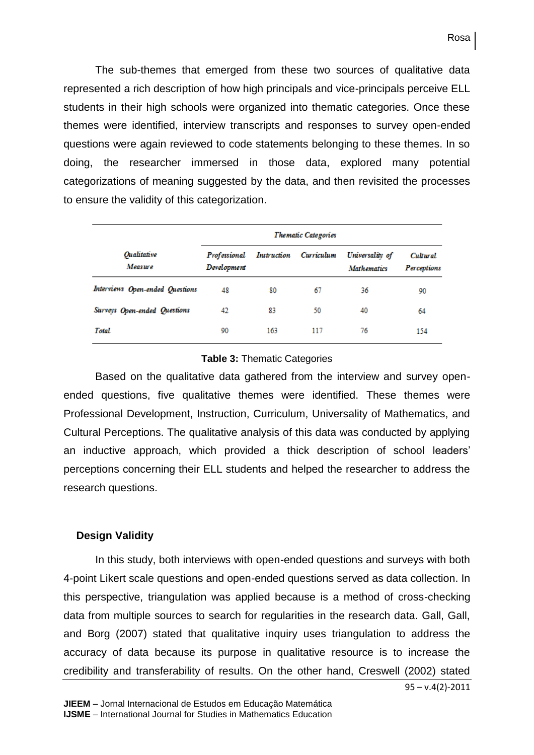The sub-themes that emerged from these two sources of qualitative data represented a rich description of how high principals and vice-principals perceive ELL students in their high schools were organized into thematic categories. Once these themes were identified, interview transcripts and responses to survey open-ended questions were again reviewed to code statements belonging to these themes. In so doing, the researcher immersed in those data, explored many potential categorizations of meaning suggested by the data, and then revisited the processes to ensure the validity of this categorization.

| *Qualitative Measure* | *Thematic Categories* | | | | |
|---|---|---|---|---|---|
| | *Professional Development* | *Instruction* | *Curriculum* | *Universality of Mathematics* | *Cultural Perceptions* |
| *Interviews Open-ended Questions* | 48 | 80 | 67 | 36 | 90 |
| *Surveys Open-ended Questions* | 42 | 83 | 50 | 40 | 64 |
| *Total* | 90 | 163 | 117 | 76 | 154 |

**Table 3:** Thematic Categories

Based on the qualitative data gathered from the interview and survey open-ended questions, five qualitative themes were identified. These themes were Professional Development, Instruction, Curriculum, Universality of Mathematics, and Cultural Perceptions. The qualitative analysis of this data was conducted by applying an inductive approach, which provided a thick description of school leaders' perceptions concerning their ELL students and helped the researcher to address the research questions.

### Design Validity

In this study, both interviews with open-ended questions and surveys with both 4-point Likert scale questions and open-ended questions served as data collection. In this perspective, triangulation was applied because is a method of cross-checking data from multiple sources to search for regularities in the research data. Gall, Gall, and Borg (2007) stated that qualitative inquiry uses triangulation to address the accuracy of data because its purpose in qualitative resource is to increase the credibility and transferability of results. On the other hand, Creswell (2002) stated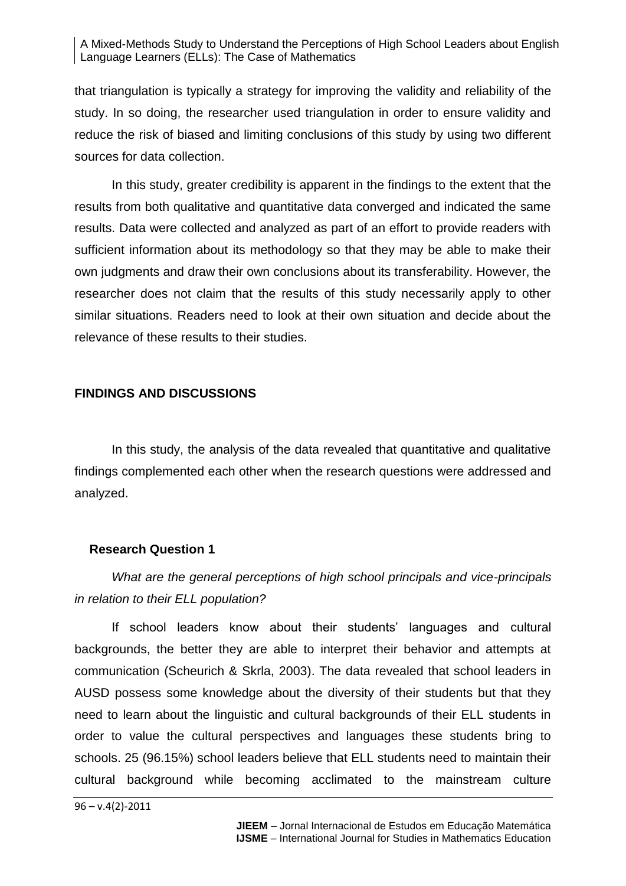that triangulation is typically a strategy for improving the validity and reliability of the study. In so doing, the researcher used triangulation in order to ensure validity and reduce the risk of biased and limiting conclusions of this study by using two different sources for data collection.

In this study, greater credibility is apparent in the findings to the extent that the results from both qualitative and quantitative data converged and indicated the same results. Data were collected and analyzed as part of an effort to provide readers with sufficient information about its methodology so that they may be able to make their own judgments and draw their own conclusions about its transferability. However, the researcher does not claim that the results of this study necessarily apply to other similar situations. Readers need to look at their own situation and decide about the relevance of these results to their studies.

## FINDINGS AND DISCUSSIONS

In this study, the analysis of the data revealed that quantitative and qualitative findings complemented each other when the research questions were addressed and analyzed.

### Research Question 1

*What are the general perceptions of high school principals and vice-principals in relation to their ELL population?*

If school leaders know about their students' languages and cultural backgrounds, the better they are able to interpret their behavior and attempts at communication (Scheurich & Skrla, 2003). The data revealed that school leaders in AUSD possess some knowledge about the diversity of their students but that they need to learn about the linguistic and cultural backgrounds of their ELL students in order to value the cultural perspectives and languages these students bring to schools. 25 (96.15%) school leaders believe that ELL students need to maintain their cultural background while becoming acclimated to the mainstream culture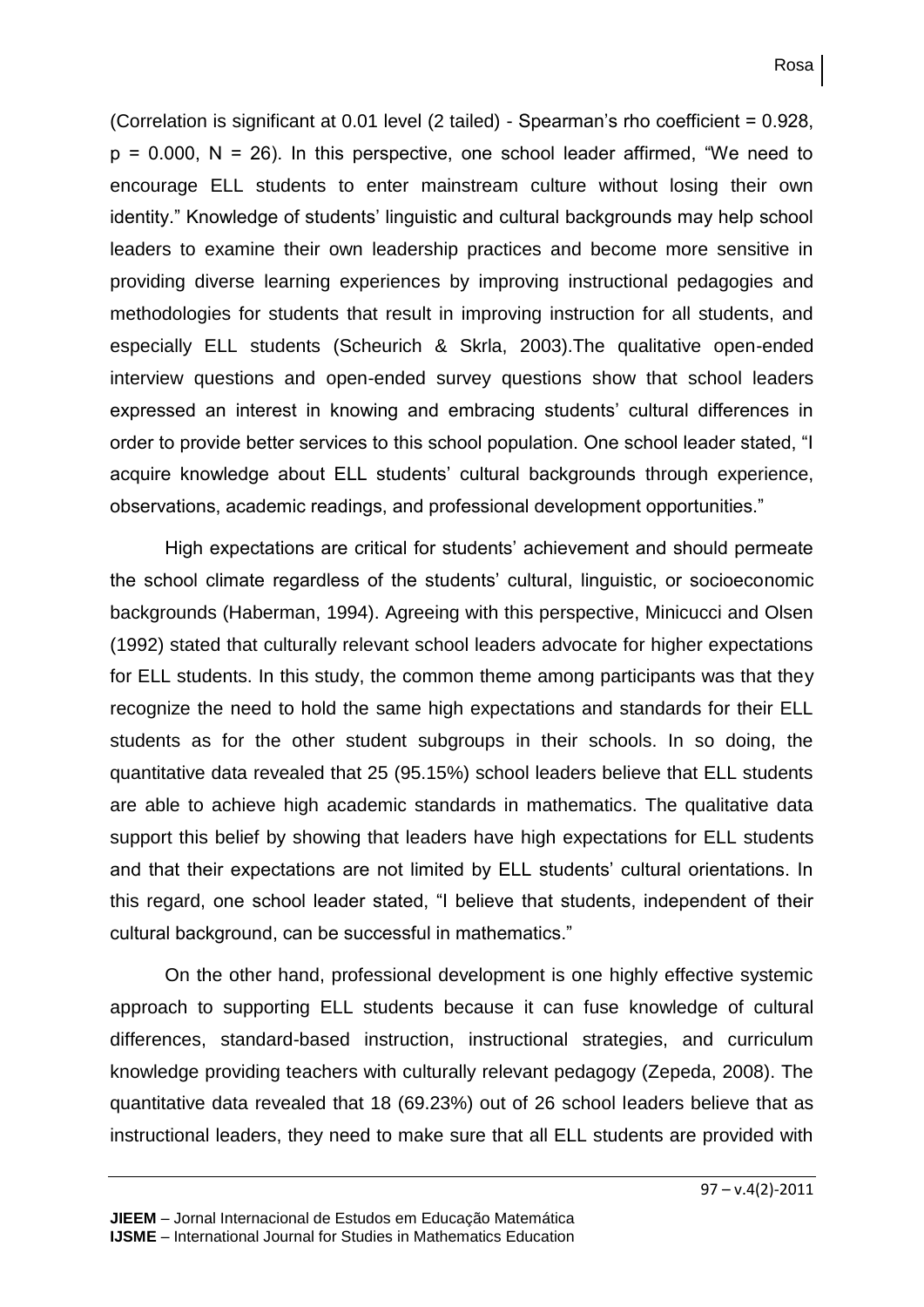(Correlation is significant at 0.01 level (2 tailed) - Spearman's rho coefficient = 0.928, $p = 0.000$, $N = 26$). In this perspective, one school leader affirmed, "We need to encourage ELL students to enter mainstream culture without losing their own identity." Knowledge of students' linguistic and cultural backgrounds may help school leaders to examine their own leadership practices and become more sensitive in providing diverse learning experiences by improving instructional pedagogies and methodologies for students that result in improving instruction for all students, and especially ELL students (Scheurich & Skrla, 2003).The qualitative open-ended interview questions and open-ended survey questions show that school leaders expressed an interest in knowing and embracing students' cultural differences in order to provide better services to this school population. One school leader stated, "I acquire knowledge about ELL students' cultural backgrounds through experience, observations, academic readings, and professional development opportunities."

High expectations are critical for students' achievement and should permeate the school climate regardless of the students' cultural, linguistic, or socioeconomic backgrounds (Haberman, 1994). Agreeing with this perspective, Minicucci and Olsen (1992) stated that culturally relevant school leaders advocate for higher expectations for ELL students. In this study, the common theme among participants was that they recognize the need to hold the same high expectations and standards for their ELL students as for the other student subgroups in their schools. In so doing, the quantitative data revealed that 25 (95.15%) school leaders believe that ELL students are able to achieve high academic standards in mathematics. The qualitative data support this belief by showing that leaders have high expectations for ELL students and that their expectations are not limited by ELL students' cultural orientations. In this regard, one school leader stated, "I believe that students, independent of their cultural background, can be successful in mathematics."

On the other hand, professional development is one highly effective systemic approach to supporting ELL students because it can fuse knowledge of cultural differences, standard-based instruction, instructional strategies, and curriculum knowledge providing teachers with culturally relevant pedagogy (Zepeda, 2008). The quantitative data revealed that 18 (69.23%) out of 26 school leaders believe that as instructional leaders, they need to make sure that all ELL students are provided with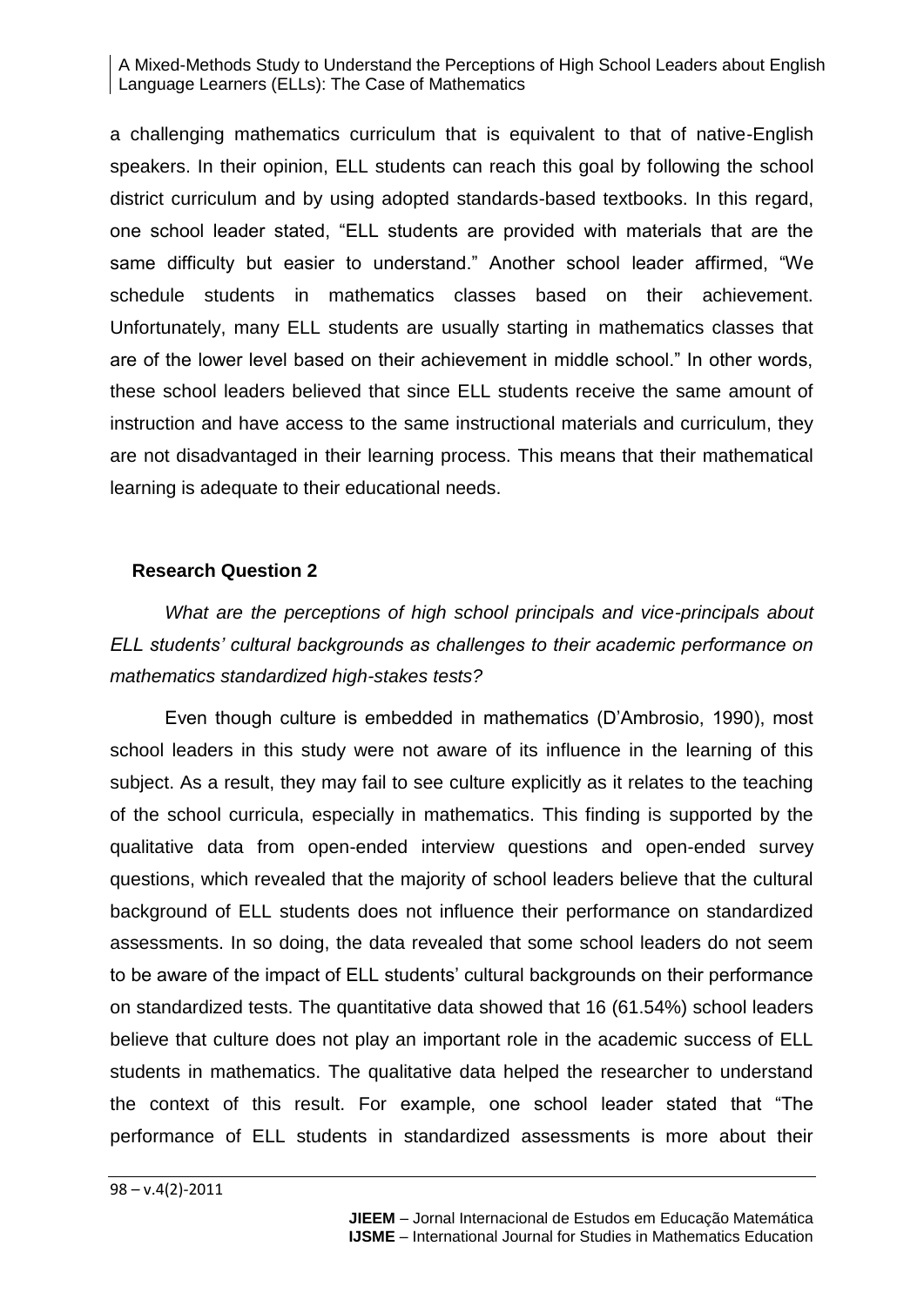a challenging mathematics curriculum that is equivalent to that of native-English speakers. In their opinion, ELL students can reach this goal by following the school district curriculum and by using adopted standards-based textbooks. In this regard, one school leader stated, "ELL students are provided with materials that are the same difficulty but easier to understand." Another school leader affirmed, "We schedule students in mathematics classes based on their achievement. Unfortunately, many ELL students are usually starting in mathematics classes that are of the lower level based on their achievement in middle school." In other words, these school leaders believed that since ELL students receive the same amount of instruction and have access to the same instructional materials and curriculum, they are not disadvantaged in their learning process. This means that their mathematical learning is adequate to their educational needs.

### Research Question 2

*What are the perceptions of high school principals and vice-principals about ELL students' cultural backgrounds as challenges to their academic performance on mathematics standardized high-stakes tests?*

Even though culture is embedded in mathematics (D'Ambrosio, 1990), most school leaders in this study were not aware of its influence in the learning of this subject. As a result, they may fail to see culture explicitly as it relates to the teaching of the school curricula, especially in mathematics. This finding is supported by the qualitative data from open-ended interview questions and open-ended survey questions, which revealed that the majority of school leaders believe that the cultural background of ELL students does not influence their performance on standardized assessments. In so doing, the data revealed that some school leaders do not seem to be aware of the impact of ELL students' cultural backgrounds on their performance on standardized tests. The quantitative data showed that 16 (61.54%) school leaders believe that culture does not play an important role in the academic success of ELL students in mathematics. The qualitative data helped the researcher to understand the context of this result. For example, one school leader stated that "The performance of ELL students in standardized assessments is more about their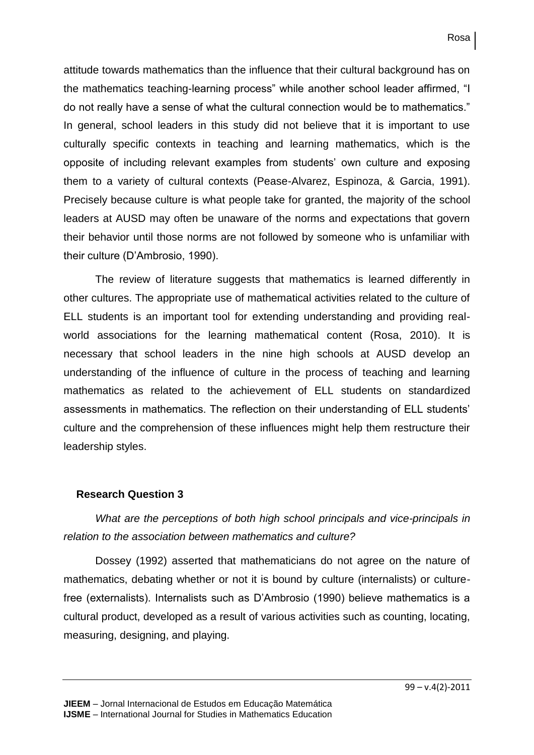attitude towards mathematics than the influence that their cultural background has on the mathematics teaching-learning process" while another school leader affirmed, "I do not really have a sense of what the cultural connection would be to mathematics." In general, school leaders in this study did not believe that it is important to use culturally specific contexts in teaching and learning mathematics, which is the opposite of including relevant examples from students' own culture and exposing them to a variety of cultural contexts (Pease-Alvarez, Espinoza, & Garcia, 1991). Precisely because culture is what people take for granted, the majority of the school leaders at AUSD may often be unaware of the norms and expectations that govern their behavior until those norms are not followed by someone who is unfamiliar with their culture (D'Ambrosio, 1990).

The review of literature suggests that mathematics is learned differently in other cultures. The appropriate use of mathematical activities related to the culture of ELL students is an important tool for extending understanding and providing real-world associations for the learning mathematical content (Rosa, 2010). It is necessary that school leaders in the nine high schools at AUSD develop an understanding of the influence of culture in the process of teaching and learning mathematics as related to the achievement of ELL students on standardized assessments in mathematics. The reflection on their understanding of ELL students' culture and the comprehension of these influences might help them restructure their leadership styles.

### Research Question 3

*What are the perceptions of both high school principals and vice-principals in relation to the association between mathematics and culture?*

Dossey (1992) asserted that mathematicians do not agree on the nature of mathematics, debating whether or not it is bound by culture (internalists) or culture-free (externalists). Internalists such as D'Ambrosio (1990) believe mathematics is a cultural product, developed as a result of various activities such as counting, locating, measuring, designing, and playing.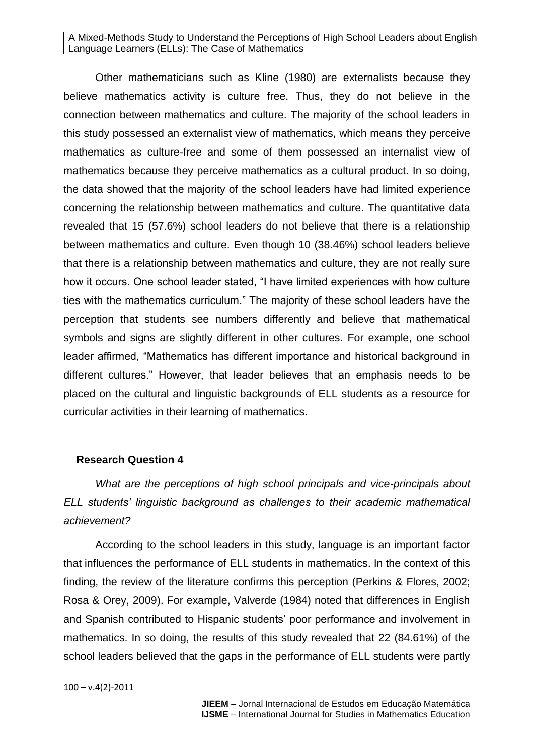Other mathematicians such as Kline (1980) are externalists because they believe mathematics activity is culture free. Thus, they do not believe in the connection between mathematics and culture. The majority of the school leaders in this study possessed an externalist view of mathematics, which means they perceive mathematics as culture-free and some of them possessed an internalist view of mathematics because they perceive mathematics as a cultural product. In so doing, the data showed that the majority of the school leaders have had limited experience concerning the relationship between mathematics and culture. The quantitative data revealed that 15 (57.6%) school leaders do not believe that there is a relationship between mathematics and culture. Even though 10 (38.46%) school leaders believe that there is a relationship between mathematics and culture, they are not really sure how it occurs. One school leader stated, "I have limited experiences with how culture ties with the mathematics curriculum." The majority of these school leaders have the perception that students see numbers differently and believe that mathematical symbols and signs are slightly different in other cultures. For example, one school leader affirmed, "Mathematics has different importance and historical background in different cultures." However, that leader believes that an emphasis needs to be placed on the cultural and linguistic backgrounds of ELL students as a resource for curricular activities in their learning of mathematics.

## Research Question 4

*What are the perceptions of high school principals and vice-principals about ELL students' linguistic background as challenges to their academic mathematical achievement?*

According to the school leaders in this study, language is an important factor that influences the performance of ELL students in mathematics. In the context of this finding, the review of the literature confirms this perception (Perkins & Flores, 2002; Rosa & Orey, 2009). For example, Valverde (1984) noted that differences in English and Spanish contributed to Hispanic students' poor performance and involvement in mathematics. In so doing, the results of this study revealed that 22 (84.61%) of the school leaders believed that the gaps in the performance of ELL students were partly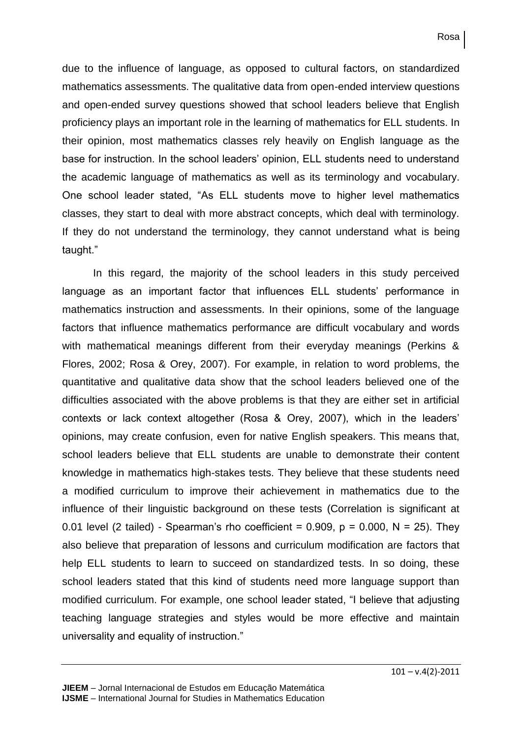due to the influence of language, as opposed to cultural factors, on standardized mathematics assessments. The qualitative data from open-ended interview questions and open-ended survey questions showed that school leaders believe that English proficiency plays an important role in the learning of mathematics for ELL students. In their opinion, most mathematics classes rely heavily on English language as the base for instruction. In the school leaders' opinion, ELL students need to understand the academic language of mathematics as well as its terminology and vocabulary. One school leader stated, "As ELL students move to higher level mathematics classes, they start to deal with more abstract concepts, which deal with terminology. If they do not understand the terminology, they cannot understand what is being taught."

In this regard, the majority of the school leaders in this study perceived language as an important factor that influences ELL students' performance in mathematics instruction and assessments. In their opinions, some of the language factors that influence mathematics performance are difficult vocabulary and words with mathematical meanings different from their everyday meanings (Perkins & Flores, 2002; Rosa & Orey, 2007). For example, in relation to word problems, the quantitative and qualitative data show that the school leaders believed one of the difficulties associated with the above problems is that they are either set in artificial contexts or lack context altogether (Rosa & Orey, 2007), which in the leaders' opinions, may create confusion, even for native English speakers. This means that, school leaders believe that ELL students are unable to demonstrate their content knowledge in mathematics high-stakes tests. They believe that these students need a modified curriculum to improve their achievement in mathematics due to the influence of their linguistic background on these tests (Correlation is significant at 0.01 level (2 tailed) - Spearman's rho coefficient = 0.909, $p = 0.000$, $N = 25$). They also believe that preparation of lessons and curriculum modification are factors that help ELL students to learn to succeed on standardized tests. In so doing, these school leaders stated that this kind of students need more language support than modified curriculum. For example, one school leader stated, "I believe that adjusting teaching language strategies and styles would be more effective and maintain universality and equality of instruction."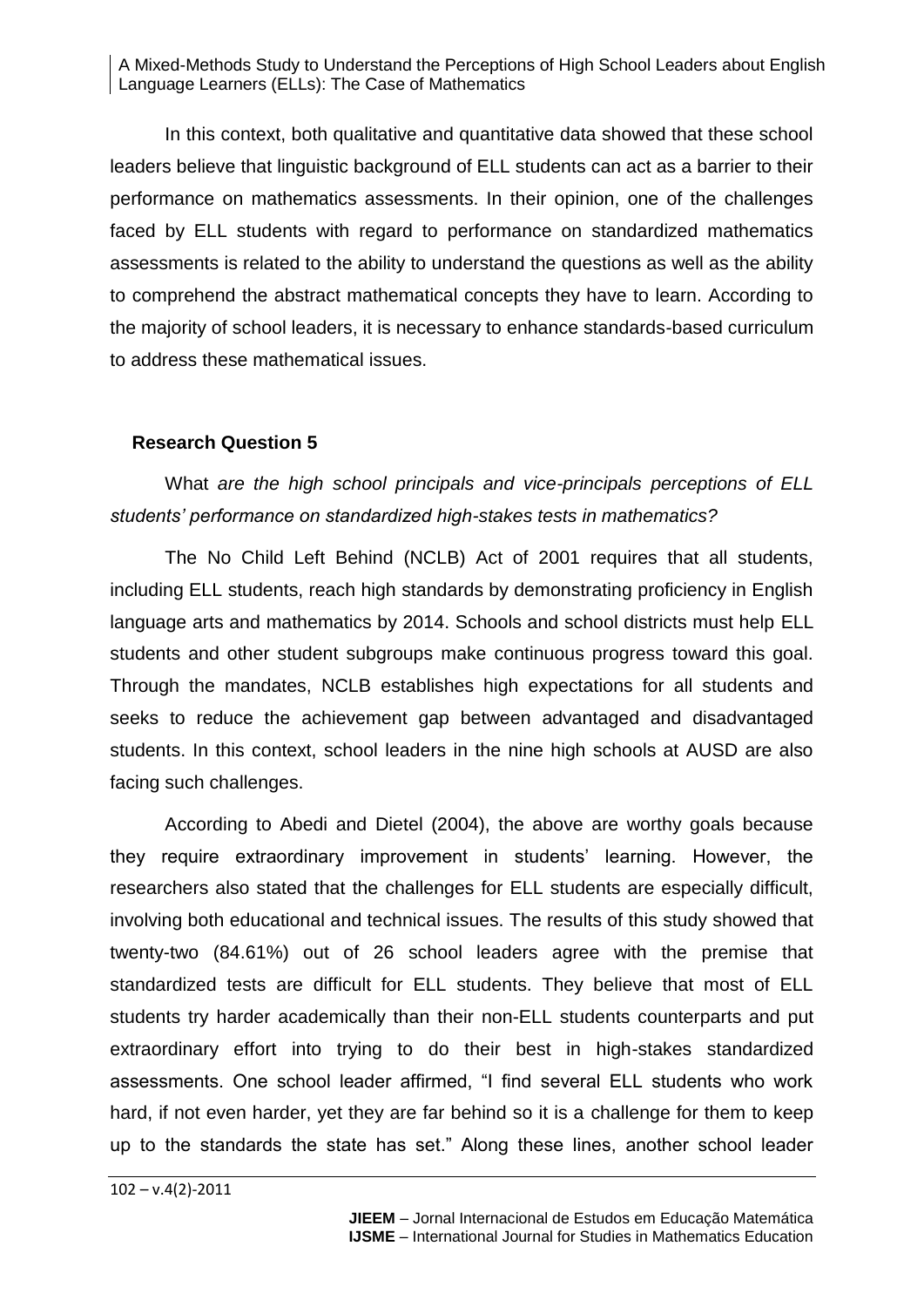In this context, both qualitative and quantitative data showed that these school leaders believe that linguistic background of ELL students can act as a barrier to their performance on mathematics assessments. In their opinion, one of the challenges faced by ELL students with regard to performance on standardized mathematics assessments is related to the ability to understand the questions as well as the ability to comprehend the abstract mathematical concepts they have to learn. According to the majority of school leaders, it is necessary to enhance standards-based curriculum to address these mathematical issues.

### Research Question 5

What *are the high school principals and vice-principals perceptions of ELL students' performance on standardized high-stakes tests in mathematics?*

The No Child Left Behind (NCLB) Act of 2001 requires that all students, including ELL students, reach high standards by demonstrating proficiency in English language arts and mathematics by 2014. Schools and school districts must help ELL students and other student subgroups make continuous progress toward this goal. Through the mandates, NCLB establishes high expectations for all students and seeks to reduce the achievement gap between advantaged and disadvantaged students. In this context, school leaders in the nine high schools at AUSD are also facing such challenges.

According to Abedi and Dietel (2004), the above are worthy goals because they require extraordinary improvement in students' learning. However, the researchers also stated that the challenges for ELL students are especially difficult, involving both educational and technical issues. The results of this study showed that twenty-two (84.61%) out of 26 school leaders agree with the premise that standardized tests are difficult for ELL students. They believe that most of ELL students try harder academically than their non-ELL students counterparts and put extraordinary effort into trying to do their best in high-stakes standardized assessments. One school leader affirmed, "I find several ELL students who work hard, if not even harder, yet they are far behind so it is a challenge for them to keep up to the standards the state has set." Along these lines, another school leader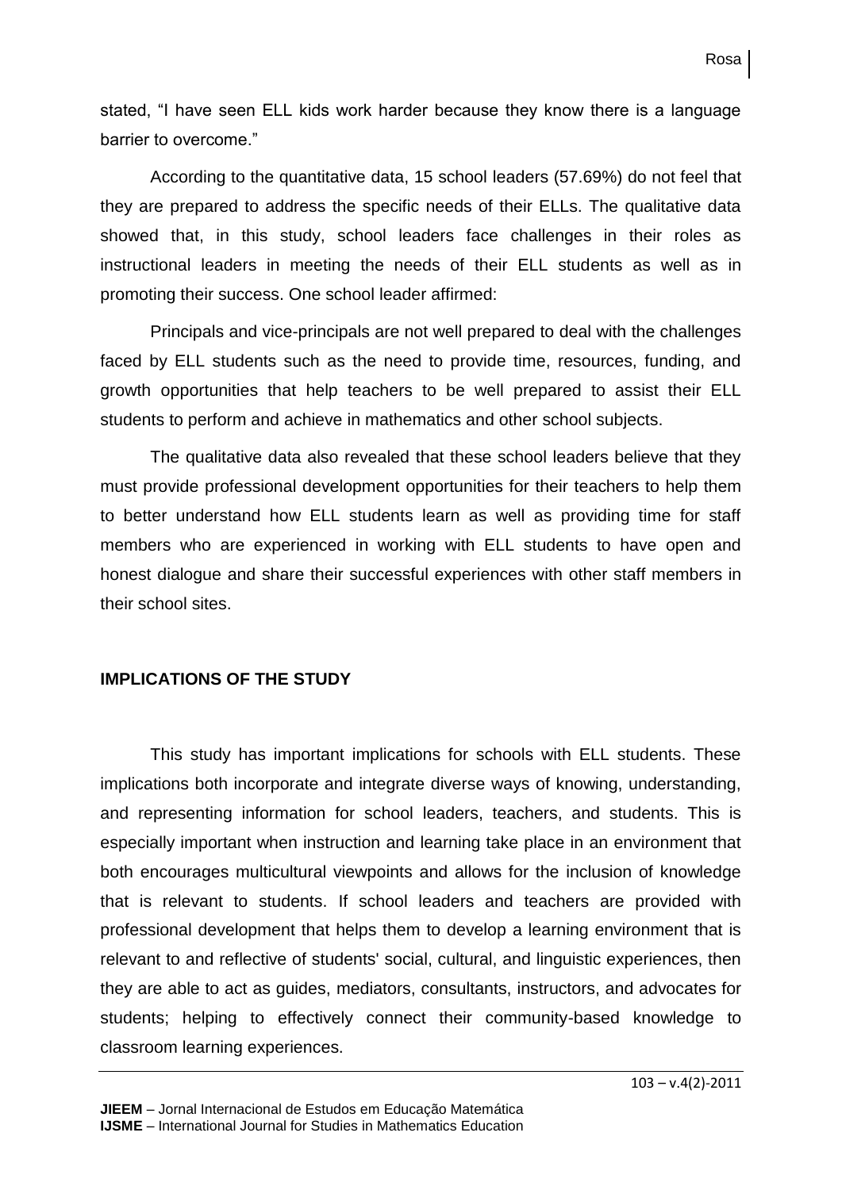stated, "I have seen ELL kids work harder because they know there is a language barrier to overcome."

According to the quantitative data, 15 school leaders (57.69%) do not feel that they are prepared to address the specific needs of their ELLs. The qualitative data showed that, in this study, school leaders face challenges in their roles as instructional leaders in meeting the needs of their ELL students as well as in promoting their success. One school leader affirmed:

Principals and vice-principals are not well prepared to deal with the challenges faced by ELL students such as the need to provide time, resources, funding, and growth opportunities that help teachers to be well prepared to assist their ELL students to perform and achieve in mathematics and other school subjects.

The qualitative data also revealed that these school leaders believe that they must provide professional development opportunities for their teachers to help them to better understand how ELL students learn as well as providing time for staff members who are experienced in working with ELL students to have open and honest dialogue and share their successful experiences with other staff members in their school sites.

## IMPLICATIONS OF THE STUDY

This study has important implications for schools with ELL students. These implications both incorporate and integrate diverse ways of knowing, understanding, and representing information for school leaders, teachers, and students. This is especially important when instruction and learning take place in an environment that both encourages multicultural viewpoints and allows for the inclusion of knowledge that is relevant to students. If school leaders and teachers are provided with professional development that helps them to develop a learning environment that is relevant to and reflective of students' social, cultural, and linguistic experiences, then they are able to act as guides, mediators, consultants, instructors, and advocates for students; helping to effectively connect their community-based knowledge to classroom learning experiences.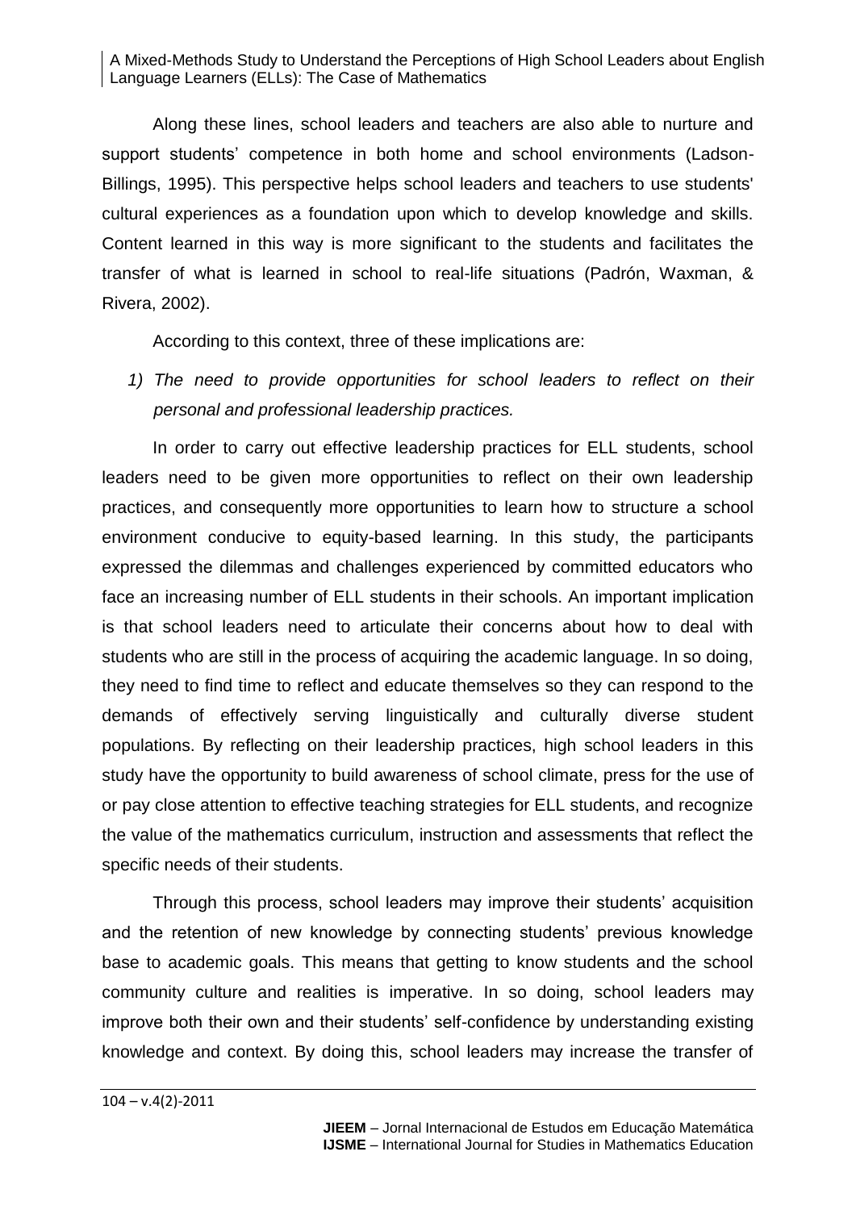Along these lines, school leaders and teachers are also able to nurture and support students' competence in both home and school environments (Ladson-Billings, 1995). This perspective helps school leaders and teachers to use students' cultural experiences as a foundation upon which to develop knowledge and skills. Content learned in this way is more significant to the students and facilitates the transfer of what is learned in school to real-life situations (Padrón, Waxman, & Rivera, 2002).

According to this context, three of these implications are:

*1) The need to provide opportunities for school leaders to reflect on their personal and professional leadership practices.*

In order to carry out effective leadership practices for ELL students, school leaders need to be given more opportunities to reflect on their own leadership practices, and consequently more opportunities to learn how to structure a school environment conducive to equity-based learning. In this study, the participants expressed the dilemmas and challenges experienced by committed educators who face an increasing number of ELL students in their schools. An important implication is that school leaders need to articulate their concerns about how to deal with students who are still in the process of acquiring the academic language. In so doing, they need to find time to reflect and educate themselves so they can respond to the demands of effectively serving linguistically and culturally diverse student populations. By reflecting on their leadership practices, high school leaders in this study have the opportunity to build awareness of school climate, press for the use of or pay close attention to effective teaching strategies for ELL students, and recognize the value of the mathematics curriculum, instruction and assessments that reflect the specific needs of their students.

Through this process, school leaders may improve their students' acquisition and the retention of new knowledge by connecting students' previous knowledge base to academic goals. This means that getting to know students and the school community culture and realities is imperative. In so doing, school leaders may improve both their own and their students' self-confidence by understanding existing knowledge and context. By doing this, school leaders may increase the transfer of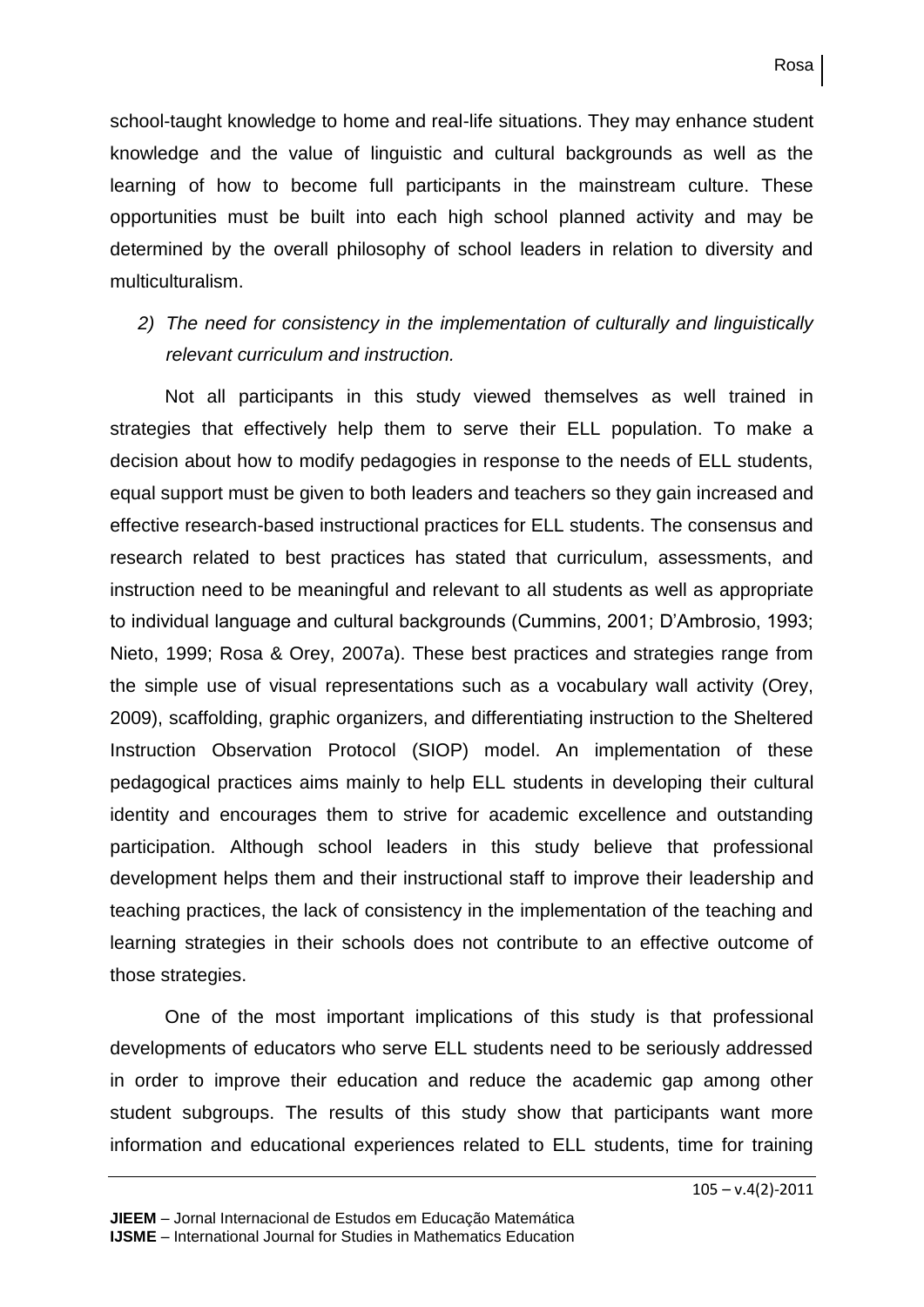school-taught knowledge to home and real-life situations. They may enhance student knowledge and the value of linguistic and cultural backgrounds as well as the learning of how to become full participants in the mainstream culture. These opportunities must be built into each high school planned activity and may be determined by the overall philosophy of school leaders in relation to diversity and multiculturalism.

*2) The need for consistency in the implementation of culturally and linguistically relevant curriculum and instruction.*

Not all participants in this study viewed themselves as well trained in strategies that effectively help them to serve their ELL population. To make a decision about how to modify pedagogies in response to the needs of ELL students, equal support must be given to both leaders and teachers so they gain increased and effective research-based instructional practices for ELL students. The consensus and research related to best practices has stated that curriculum, assessments, and instruction need to be meaningful and relevant to all students as well as appropriate to individual language and cultural backgrounds (Cummins, 2001; D'Ambrosio, 1993; Nieto, 1999; Rosa & Orey, 2007a). These best practices and strategies range from the simple use of visual representations such as a vocabulary wall activity (Orey, 2009), scaffolding, graphic organizers, and differentiating instruction to the Sheltered Instruction Observation Protocol (SIOP) model. An implementation of these pedagogical practices aims mainly to help ELL students in developing their cultural identity and encourages them to strive for academic excellence and outstanding participation. Although school leaders in this study believe that professional development helps them and their instructional staff to improve their leadership and teaching practices, the lack of consistency in the implementation of the teaching and learning strategies in their schools does not contribute to an effective outcome of those strategies.

One of the most important implications of this study is that professional developments of educators who serve ELL students need to be seriously addressed in order to improve their education and reduce the academic gap among other student subgroups. The results of this study show that participants want more information and educational experiences related to ELL students, time for training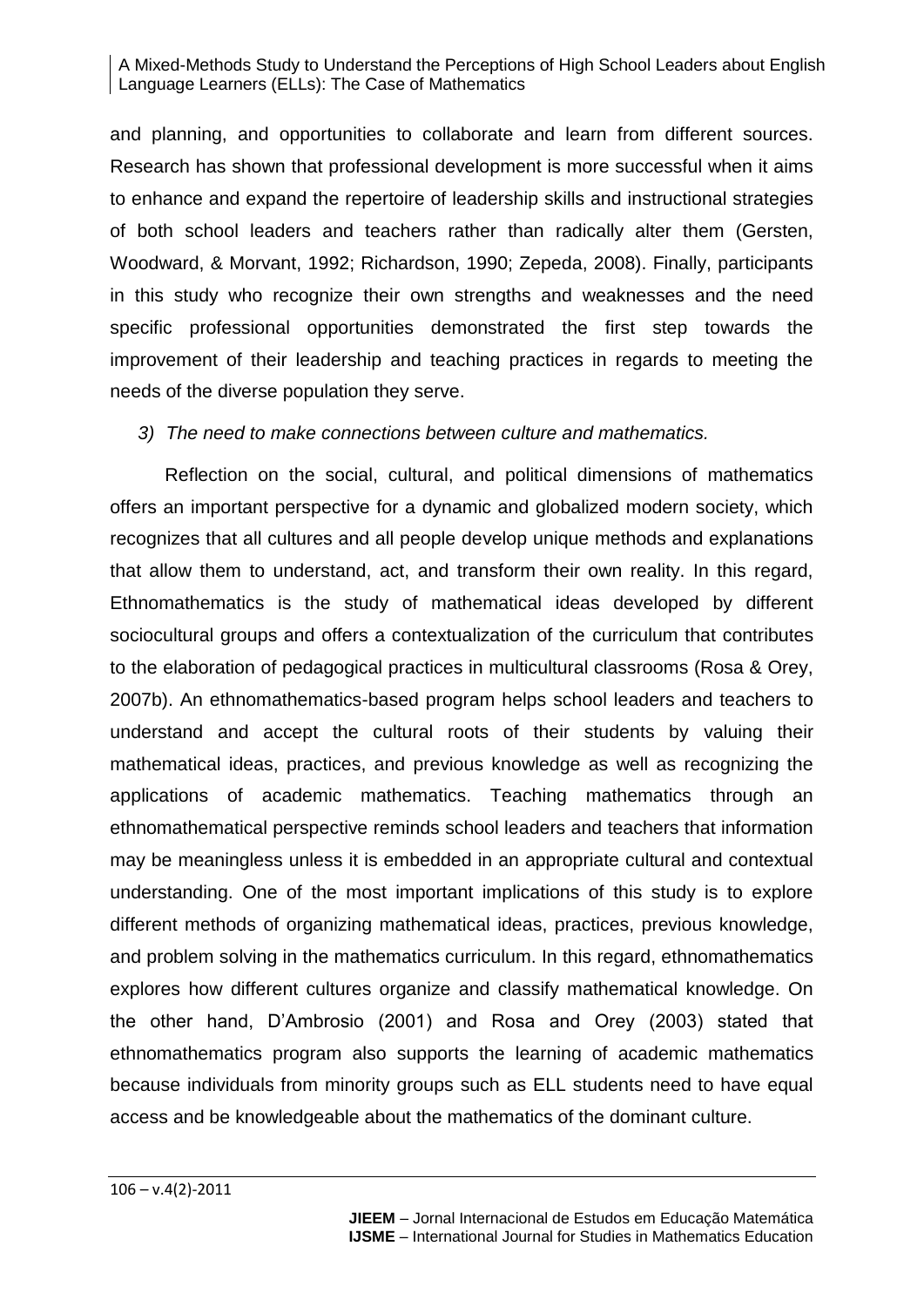and planning, and opportunities to collaborate and learn from different sources. Research has shown that professional development is more successful when it aims to enhance and expand the repertoire of leadership skills and instructional strategies of both school leaders and teachers rather than radically alter them (Gersten, Woodward, & Morvant, 1992; Richardson, 1990; Zepeda, 2008). Finally, participants in this study who recognize their own strengths and weaknesses and the need specific professional opportunities demonstrated the first step towards the improvement of their leadership and teaching practices in regards to meeting the needs of the diverse population they serve.

*3) The need to make connections between culture and mathematics.*

Reflection on the social, cultural, and political dimensions of mathematics offers an important perspective for a dynamic and globalized modern society, which recognizes that all cultures and all people develop unique methods and explanations that allow them to understand, act, and transform their own reality. In this regard, Ethnomathematics is the study of mathematical ideas developed by different sociocultural groups and offers a contextualization of the curriculum that contributes to the elaboration of pedagogical practices in multicultural classrooms (Rosa & Orey, 2007b). An ethnomathematics-based program helps school leaders and teachers to understand and accept the cultural roots of their students by valuing their mathematical ideas, practices, and previous knowledge as well as recognizing the applications of academic mathematics. Teaching mathematics through an ethnomathematical perspective reminds school leaders and teachers that information may be meaningless unless it is embedded in an appropriate cultural and contextual understanding. One of the most important implications of this study is to explore different methods of organizing mathematical ideas, practices, previous knowledge, and problem solving in the mathematics curriculum. In this regard, ethnomathematics explores how different cultures organize and classify mathematical knowledge. On the other hand, D'Ambrosio (2001) and Rosa and Orey (2003) stated that ethnomathematics program also supports the learning of academic mathematics because individuals from minority groups such as ELL students need to have equal access and be knowledgeable about the mathematics of the dominant culture.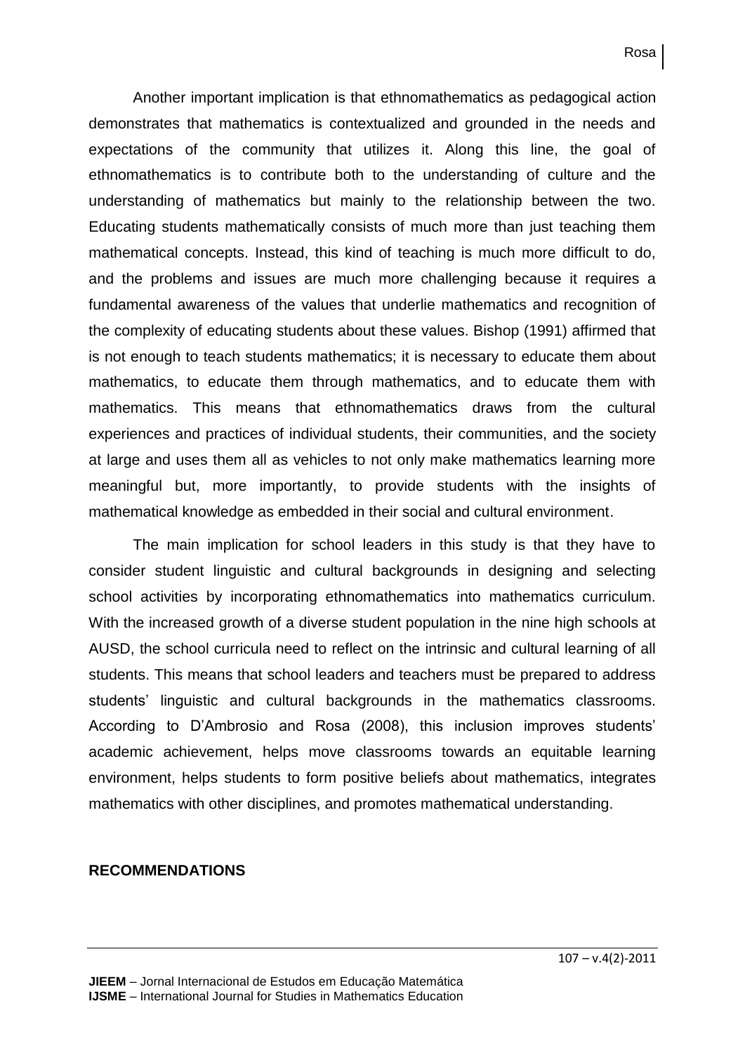Another important implication is that ethnomathematics as pedagogical action demonstrates that mathematics is contextualized and grounded in the needs and expectations of the community that utilizes it. Along this line, the goal of ethnomathematics is to contribute both to the understanding of culture and the understanding of mathematics but mainly to the relationship between the two. Educating students mathematically consists of much more than just teaching them mathematical concepts. Instead, this kind of teaching is much more difficult to do, and the problems and issues are much more challenging because it requires a fundamental awareness of the values that underlie mathematics and recognition of the complexity of educating students about these values. Bishop (1991) affirmed that is not enough to teach students mathematics; it is necessary to educate them about mathematics, to educate them through mathematics, and to educate them with mathematics. This means that ethnomathematics draws from the cultural experiences and practices of individual students, their communities, and the society at large and uses them all as vehicles to not only make mathematics learning more meaningful but, more importantly, to provide students with the insights of mathematical knowledge as embedded in their social and cultural environment.

The main implication for school leaders in this study is that they have to consider student linguistic and cultural backgrounds in designing and selecting school activities by incorporating ethnomathematics into mathematics curriculum. With the increased growth of a diverse student population in the nine high schools at AUSD, the school curricula need to reflect on the intrinsic and cultural learning of all students. This means that school leaders and teachers must be prepared to address students' linguistic and cultural backgrounds in the mathematics classrooms. According to D'Ambrosio and Rosa (2008), this inclusion improves students' academic achievement, helps move classrooms towards an equitable learning environment, helps students to form positive beliefs about mathematics, integrates mathematics with other disciplines, and promotes mathematical understanding.

## RECOMMENDATIONS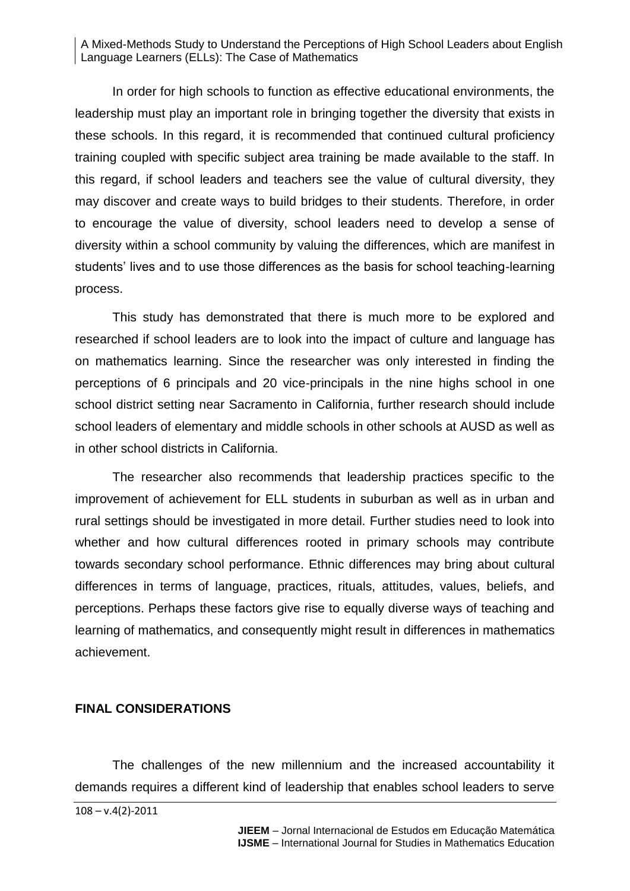In order for high schools to function as effective educational environments, the leadership must play an important role in bringing together the diversity that exists in these schools. In this regard, it is recommended that continued cultural proficiency training coupled with specific subject area training be made available to the staff. In this regard, if school leaders and teachers see the value of cultural diversity, they may discover and create ways to build bridges to their students. Therefore, in order to encourage the value of diversity, school leaders need to develop a sense of diversity within a school community by valuing the differences, which are manifest in students' lives and to use those differences as the basis for school teaching-learning process.

This study has demonstrated that there is much more to be explored and researched if school leaders are to look into the impact of culture and language has on mathematics learning. Since the researcher was only interested in finding the perceptions of 6 principals and 20 vice-principals in the nine highs school in one school district setting near Sacramento in California, further research should include school leaders of elementary and middle schools in other schools at AUSD as well as in other school districts in California.

The researcher also recommends that leadership practices specific to the improvement of achievement for ELL students in suburban as well as in urban and rural settings should be investigated in more detail. Further studies need to look into whether and how cultural differences rooted in primary schools may contribute towards secondary school performance. Ethnic differences may bring about cultural differences in terms of language, practices, rituals, attitudes, values, beliefs, and perceptions. Perhaps these factors give rise to equally diverse ways of teaching and learning of mathematics, and consequently might result in differences in mathematics achievement.

## FINAL CONSIDERATIONS

The challenges of the new millennium and the increased accountability it demands requires a different kind of leadership that enables school leaders to serve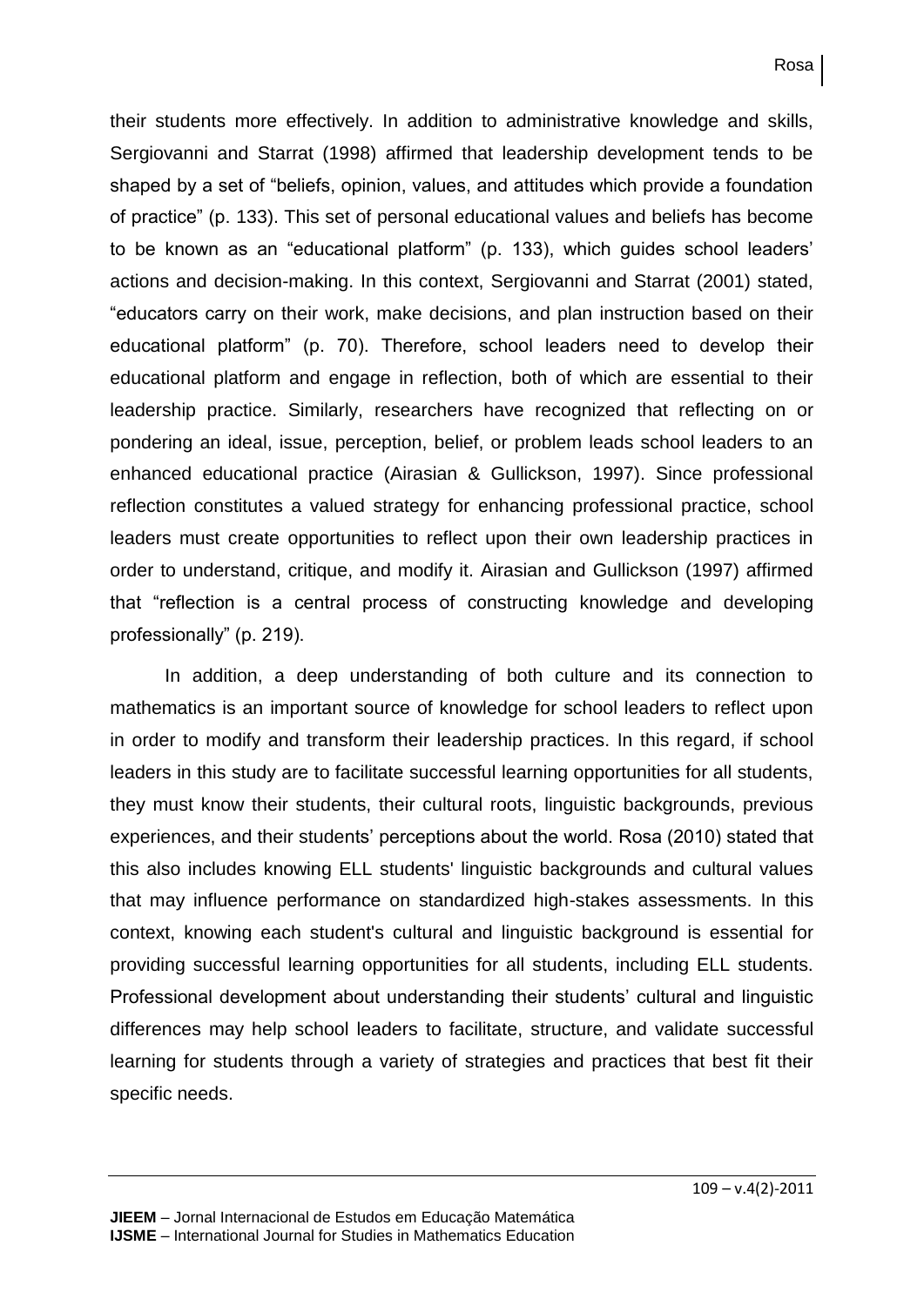their students more effectively. In addition to administrative knowledge and skills, Sergiovanni and Starrat (1998) affirmed that leadership development tends to be shaped by a set of "beliefs, opinion, values, and attitudes which provide a foundation of practice" (p. 133). This set of personal educational values and beliefs has become to be known as an "educational platform" (p. 133), which guides school leaders' actions and decision-making. In this context, Sergiovanni and Starrat (2001) stated, "educators carry on their work, make decisions, and plan instruction based on their educational platform" (p. 70). Therefore, school leaders need to develop their educational platform and engage in reflection, both of which are essential to their leadership practice. Similarly, researchers have recognized that reflecting on or pondering an ideal, issue, perception, belief, or problem leads school leaders to an enhanced educational practice (Airasian & Gullickson, 1997). Since professional reflection constitutes a valued strategy for enhancing professional practice, school leaders must create opportunities to reflect upon their own leadership practices in order to understand, critique, and modify it. Airasian and Gullickson (1997) affirmed that "reflection is a central process of constructing knowledge and developing professionally" (p. 219).

In addition, a deep understanding of both culture and its connection to mathematics is an important source of knowledge for school leaders to reflect upon in order to modify and transform their leadership practices. In this regard, if school leaders in this study are to facilitate successful learning opportunities for all students, they must know their students, their cultural roots, linguistic backgrounds, previous experiences, and their students' perceptions about the world. Rosa (2010) stated that this also includes knowing ELL students' linguistic backgrounds and cultural values that may influence performance on standardized high-stakes assessments. In this context, knowing each student's cultural and linguistic background is essential for providing successful learning opportunities for all students, including ELL students. Professional development about understanding their students' cultural and linguistic differences may help school leaders to facilitate, structure, and validate successful learning for students through a variety of strategies and practices that best fit their specific needs.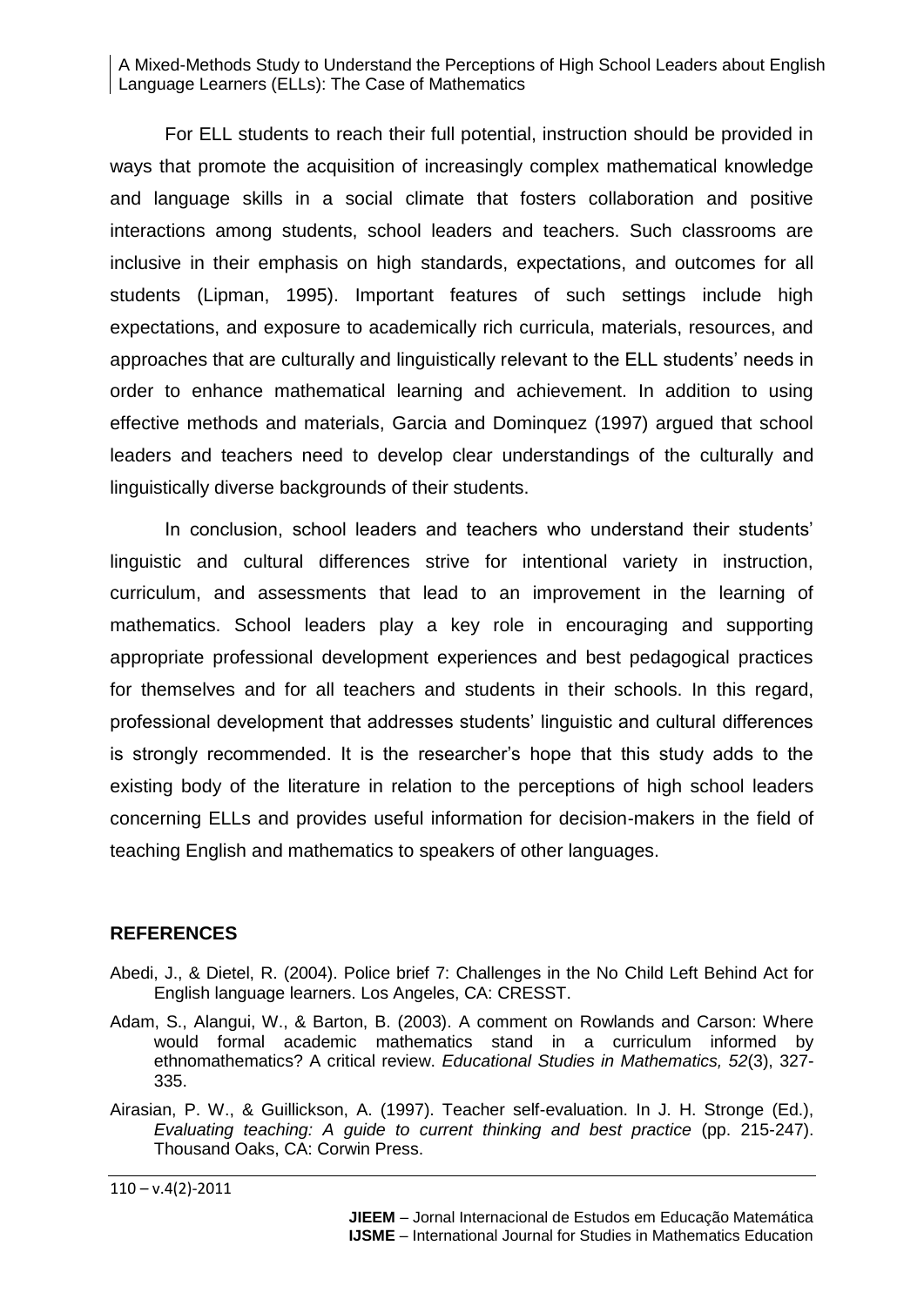For ELL students to reach their full potential, instruction should be provided in ways that promote the acquisition of increasingly complex mathematical knowledge and language skills in a social climate that fosters collaboration and positive interactions among students, school leaders and teachers. Such classrooms are inclusive in their emphasis on high standards, expectations, and outcomes for all students (Lipman, 1995). Important features of such settings include high expectations, and exposure to academically rich curricula, materials, resources, and approaches that are culturally and linguistically relevant to the ELL students' needs in order to enhance mathematical learning and achievement. In addition to using effective methods and materials, Garcia and Dominquez (1997) argued that school leaders and teachers need to develop clear understandings of the culturally and linguistically diverse backgrounds of their students.

In conclusion, school leaders and teachers who understand their students' linguistic and cultural differences strive for intentional variety in instruction, curriculum, and assessments that lead to an improvement in the learning of mathematics. School leaders play a key role in encouraging and supporting appropriate professional development experiences and best pedagogical practices for themselves and for all teachers and students in their schools. In this regard, professional development that addresses students' linguistic and cultural differences is strongly recommended. It is the researcher's hope that this study adds to the existing body of the literature in relation to the perceptions of high school leaders concerning ELLs and provides useful information for decision-makers in the field of teaching English and mathematics to speakers of other languages.

## REFERENCES

Abedi, J., & Dietel, R. (2004). Police brief 7: Challenges in the No Child Left Behind Act for English language learners. Los Angeles, CA: CRESST.

Adam, S., Alangui, W., & Barton, B. (2003). A comment on Rowlands and Carson: Where would formal academic mathematics stand in a curriculum informed by ethnomathematics? A critical review. *Educational Studies in Mathematics, 52*(3), 327-335.

Airasian, P. W., & Guillickson, A. (1997). Teacher self-evaluation. In J. H. Stronge (Ed.), *Evaluating teaching: A guide to current thinking and best practice* (pp. 215-247). Thousand Oaks, CA: Corwin Press.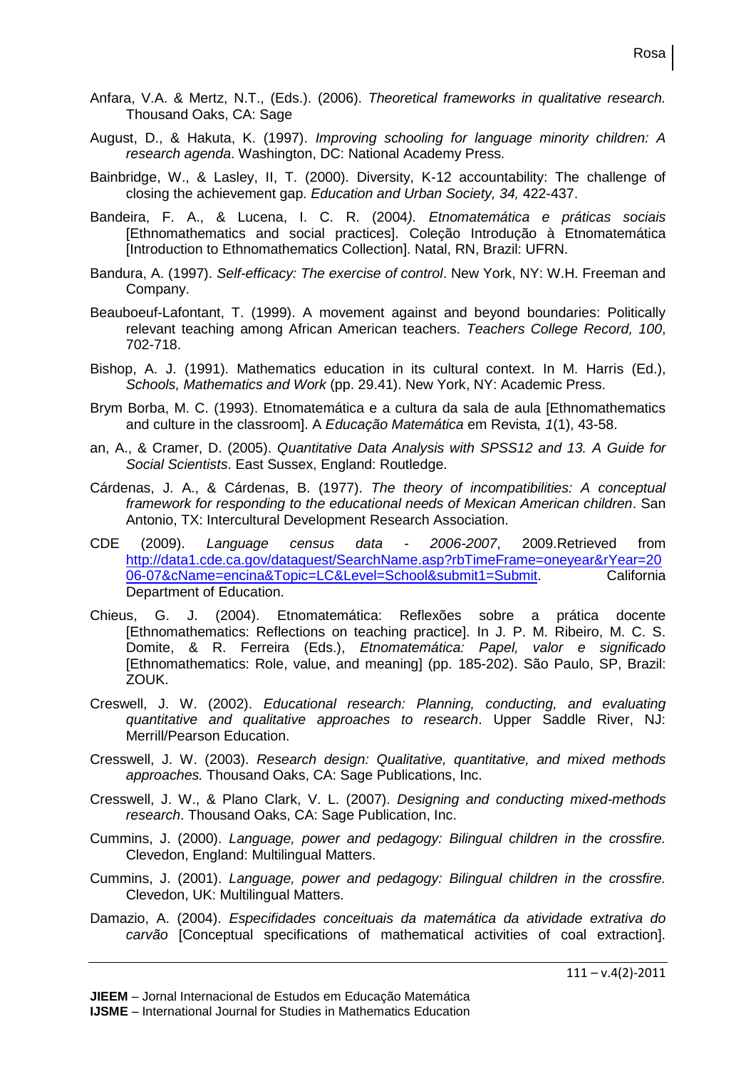Anfara, V.A. & Mertz, N.T., (Eds.). (2006). *Theoretical frameworks in qualitative research.* Thousand Oaks, CA: Sage

August, D., & Hakuta, K. (1997). *Improving schooling for language minority children: A research agenda*. Washington, DC: National Academy Press.

Bainbridge, W., & Lasley, II, T. (2000). Diversity, K-12 accountability: The challenge of closing the achievement gap. *Education and Urban Society, 34,* 422-437.

Bandeira, F. A., & Lucena, I. C. R. (2004*). Etnomatemática e práticas sociais* [Ethnomathematics and social practices]. Coleção Introdução à Etnomatemática [Introduction to Ethnomathematics Collection]. Natal, RN, Brazil: UFRN.

Bandura, A. (1997). *Self-efficacy: The exercise of control*. New York, NY: W.H. Freeman and Company.

Beauboeuf-Lafontant, T. (1999). A movement against and beyond boundaries: Politically relevant teaching among African American teachers. *Teachers College Record, 100*, 702-718.

Bishop, A. J. (1991). Mathematics education in its cultural context. In M. Harris (Ed.), *Schools, Mathematics and Work* (pp. 29.41). New York, NY: Academic Press.

Brym Borba, M. C. (1993). Etnomatemática e a cultura da sala de aula [Ethnomathematics and culture in the classroom]. A *Educação Matemática* em Revista*, 1*(1), 43-58.

an, A., & Cramer, D. (2005). *Quantitative Data Analysis with SPSS12 and 13. A Guide for Social Scientists*. East Sussex, England: Routledge.

Cárdenas, J. A., & Cárdenas, B. (1977). *The theory of incompatibilities: A conceptual framework for responding to the educational needs of Mexican American children*. San Antonio, TX: Intercultural Development Research Association.

CDE (2009). *Language census data - 2006-2007*, 2009.Retrieved from http://data1.cde.ca.gov/dataquest/SearchName.asp?rbTimeFrame=oneyear&rYear=2006-07&cName=encina&Topic=LC&Level=School&submit1=Submit. California Department of Education.

Chieus, G. J. (2004). Etnomatemática: Reflexões sobre a prática docente [Ethnomathematics: Reflections on teaching practice]. In J. P. M. Ribeiro, M. C. S. Domite, & R. Ferreira (Eds.), *Etnomatemática: Papel, valor e significado* [Ethnomathematics: Role, value, and meaning] (pp. 185-202). São Paulo, SP, Brazil: ZOUK.

Creswell, J. W. (2002). *Educational research: Planning, conducting, and evaluating quantitative and qualitative approaches to research*. Upper Saddle River, NJ: Merrill/Pearson Education.

Cresswell, J. W. (2003). *Research design: Qualitative, quantitative, and mixed methods approaches.* Thousand Oaks, CA: Sage Publications, Inc.

Cresswell, J. W., & Plano Clark, V. L. (2007). *Designing and conducting mixed-methods research*. Thousand Oaks, CA: Sage Publication, Inc.

Cummins, J. (2000). *Language, power and pedagogy: Bilingual children in the crossfire.* Clevedon, England: Multilingual Matters.

Cummins, J. (2001). *Language, power and pedagogy: Bilingual children in the crossfire.* Clevedon, UK: Multilingual Matters.

Damazio, A. (2004). *Especifidades conceituais da matemática da atividade extrativa do carvão* [Conceptual specifications of mathematical activities of coal extraction].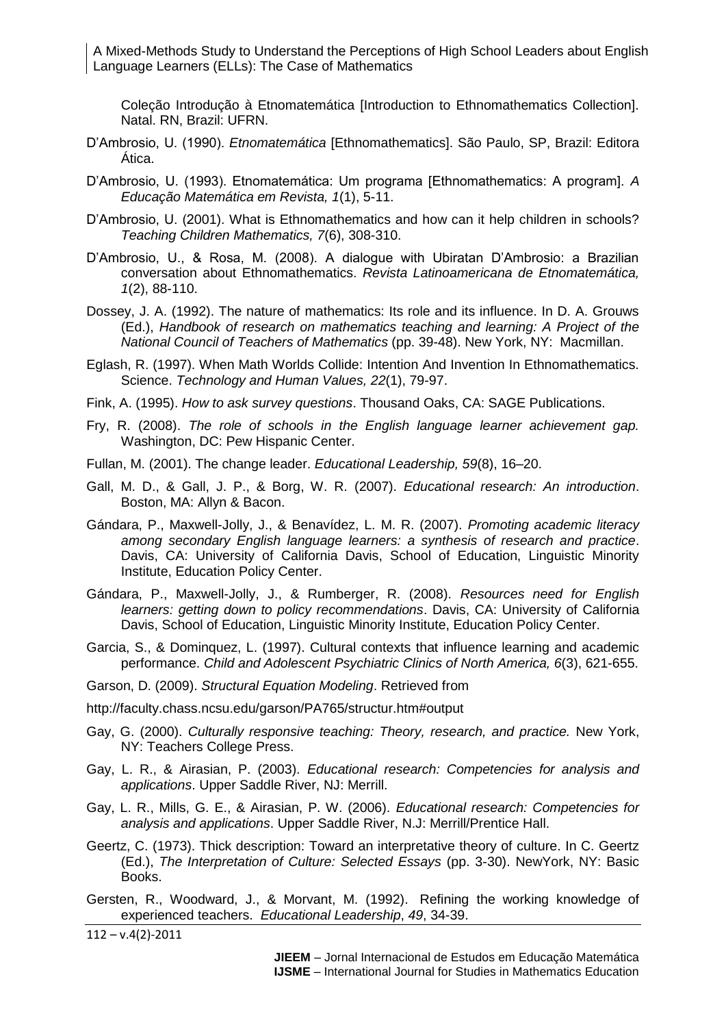Coleção Introdução à Etnomatemática [Introduction to Ethnomathematics Collection]. Natal. RN, Brazil: UFRN.

D'Ambrosio, U. (1990). *Etnomatemática* [Ethnomathematics]. São Paulo, SP, Brazil: Editora Ática.

D'Ambrosio, U. (1993). Etnomatemática: Um programa [Ethnomathematics: A program]. *A Educação Matemática em Revista, 1*(1), 5-11.

D'Ambrosio, U. (2001). What is Ethnomathematics and how can it help children in schools? *Teaching Children Mathematics, 7*(6), 308-310.

D'Ambrosio, U., & Rosa, M. (2008). A dialogue with Ubiratan D'Ambrosio: a Brazilian conversation about Ethnomathematics. *Revista Latinoamericana de Etnomatemática, 1*(2), 88-110.

Dossey, J. A. (1992). The nature of mathematics: Its role and its influence. In D. A. Grouws (Ed.), *Handbook of research on mathematics teaching and learning: A Project of the National Council of Teachers of Mathematics* (pp. 39-48). New York, NY: Macmillan.

Eglash, R. (1997). When Math Worlds Collide: Intention And Invention In Ethnomathematics. Science. *Technology and Human Values, 22*(1), 79-97.

Fink, A. (1995). *How to ask survey questions*. Thousand Oaks, CA: SAGE Publications.

Fry, R. (2008). *The role of schools in the English language learner achievement gap.* Washington, DC: Pew Hispanic Center.

Fullan, M. (2001). The change leader. *Educational Leadership, 59*(8), 16–20.

Gall, M. D., & Gall, J. P., & Borg, W. R. (2007). *Educational research: An introduction*. Boston, MA: Allyn & Bacon.

Gándara, P., Maxwell-Jolly, J., & Benavídez, L. M. R. (2007). *Promoting academic literacy among secondary English language learners: a synthesis of research and practice*. Davis, CA: University of California Davis, School of Education, Linguistic Minority Institute, Education Policy Center.

Gándara, P., Maxwell-Jolly, J., & Rumberger, R. (2008). *Resources need for English learners: getting down to policy recommendations*. Davis, CA: University of California Davis, School of Education, Linguistic Minority Institute, Education Policy Center.

Garcia, S., & Dominquez, L. (1997). Cultural contexts that influence learning and academic performance. *Child and Adolescent Psychiatric Clinics of North America, 6*(3), 621-655.

Garson, D. (2009). *Structural Equation Modeling*. Retrieved from

http://faculty.chass.ncsu.edu/garson/PA765/structur.htm#output

Gay, G. (2000). *Culturally responsive teaching: Theory, research, and practice.* New York, NY: Teachers College Press.

Gay, L. R., & Airasian, P. (2003). *Educational research: Competencies for analysis and applications*. Upper Saddle River, NJ: Merrill.

Gay, L. R., Mills, G. E., & Airasian, P. W. (2006). *Educational research: Competencies for analysis and applications*. Upper Saddle River, N.J: Merrill/Prentice Hall.

Geertz, C. (1973). Thick description: Toward an interpretative theory of culture. In C. Geertz (Ed.), *The Interpretation of Culture: Selected Essays* (pp. 3-30). NewYork, NY: Basic Books.

Gersten, R., Woodward, J., & Morvant, M. (1992). Refining the working knowledge of experienced teachers. *Educational Leadership*, *49*, 34-39.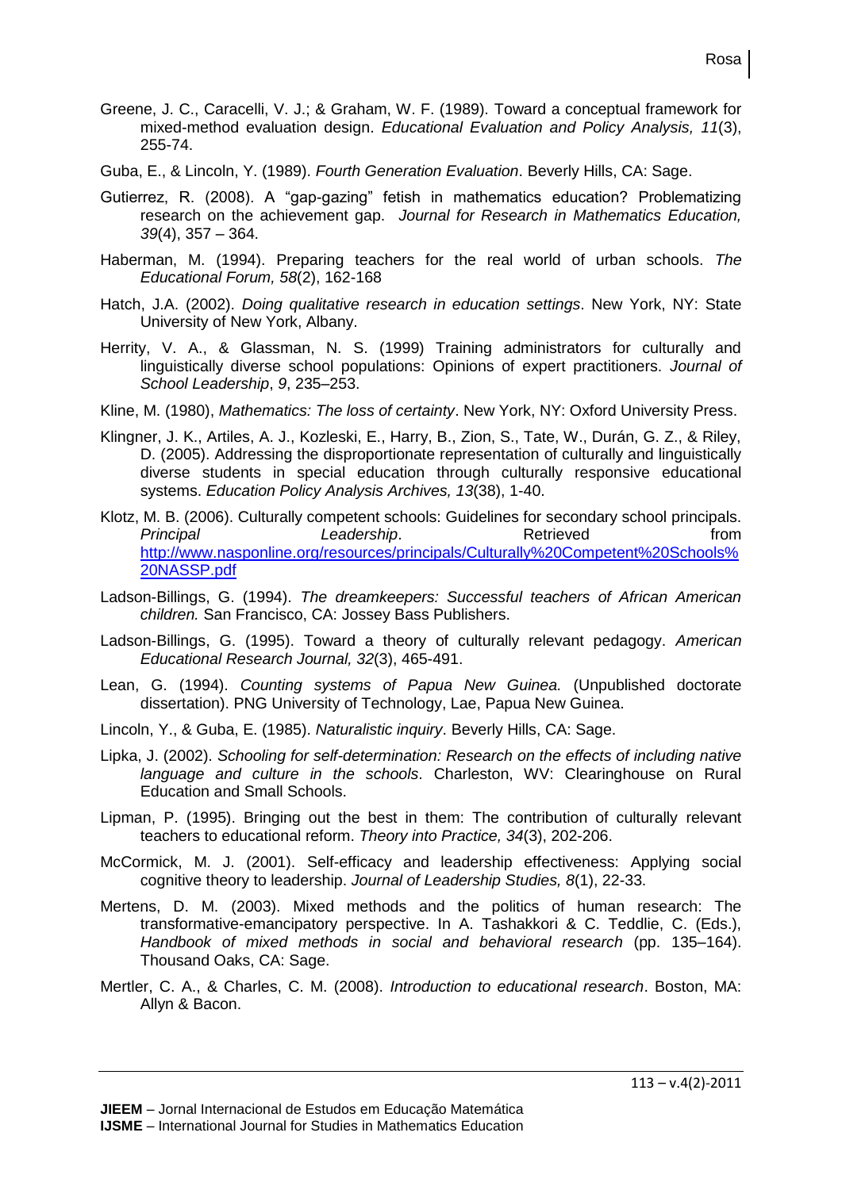Greene, J. C., Caracelli, V. J.; & Graham, W. F. (1989). Toward a conceptual framework for mixed-method evaluation design. *Educational Evaluation and Policy Analysis, 11*(3), 255-74.

Guba, E., & Lincoln, Y. (1989). *Fourth Generation Evaluation*. Beverly Hills, CA: Sage.

Gutierrez, R. (2008). A "gap-gazing" fetish in mathematics education? Problematizing research on the achievement gap. *Journal for Research in Mathematics Education, 39*(4), 357 – 364.

Haberman, M. (1994). Preparing teachers for the real world of urban schools. *The Educational Forum, 58*(2), 162-168

Hatch, J.A. (2002). *Doing qualitative research in education settings*. New York, NY: State University of New York, Albany.

Herrity, V. A., & Glassman, N. S. (1999) Training administrators for culturally and linguistically diverse school populations: Opinions of expert practitioners. *Journal of School Leadership*, *9*, 235–253.

Kline, M. (1980), *Mathematics: The loss of certainty*. New York, NY: Oxford University Press.

Klingner, J. K., Artiles, A. J., Kozleski, E., Harry, B., Zion, S., Tate, W., Durán, G. Z., & Riley, D. (2005). Addressing the disproportionate representation of culturally and linguistically diverse students in special education through culturally responsive educational systems. *Education Policy Analysis Archives, 13*(38), 1-40.

Klotz, M. B. (2006). Culturally competent schools: Guidelines for secondary school principals. *Principal Leadership*. Retrieved from http://www.nasponline.org/resources/principals/Culturally%20Competent%20Schools%20NASSP.pdf

Ladson-Billings, G. (1994). *The dreamkeepers: Successful teachers of African American children.* San Francisco, CA: Jossey Bass Publishers.

Ladson-Billings, G. (1995). Toward a theory of culturally relevant pedagogy. *American Educational Research Journal, 32*(3), 465-491.

Lean, G. (1994). *Counting systems of Papua New Guinea.* (Unpublished doctorate dissertation). PNG University of Technology, Lae, Papua New Guinea.

Lincoln, Y., & Guba, E. (1985). *Naturalistic inquiry*. Beverly Hills, CA: Sage.

Lipka, J. (2002). *Schooling for self-determination: Research on the effects of including native language and culture in the schools*. Charleston, WV: Clearinghouse on Rural Education and Small Schools.

Lipman, P. (1995). Bringing out the best in them: The contribution of culturally relevant teachers to educational reform. *Theory into Practice, 34*(3), 202-206.

McCormick, M. J. (2001). Self-efficacy and leadership effectiveness: Applying social cognitive theory to leadership. *Journal of Leadership Studies, 8*(1), 22-33.

Mertens, D. M. (2003). Mixed methods and the politics of human research: The transformative-emancipatory perspective. In A. Tashakkori & C. Teddlie, C. (Eds.), *Handbook of mixed methods in social and behavioral research* (pp. 135–164). Thousand Oaks, CA: Sage.

Mertler, C. A., & Charles, C. M. (2008). *Introduction to educational research*. Boston, MA: Allyn & Bacon.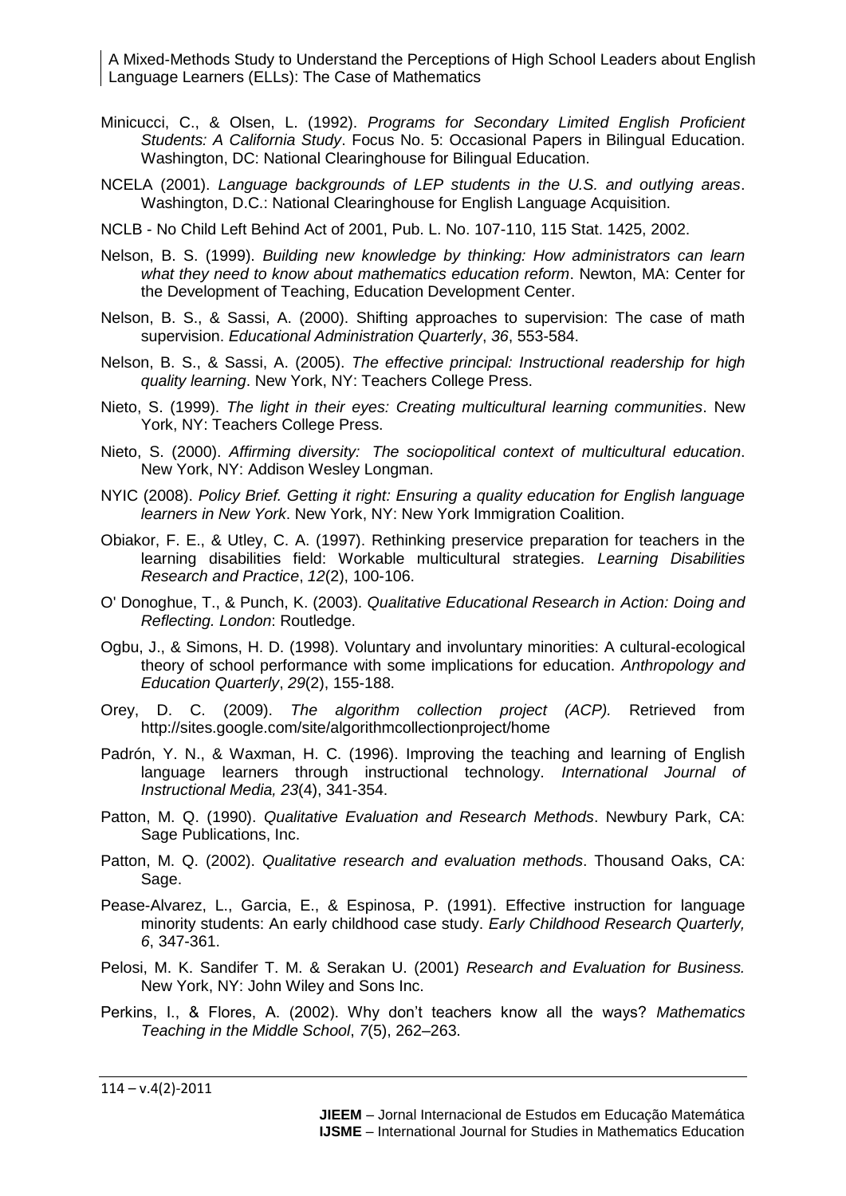Minicucci, C., & Olsen, L. (1992). *Programs for Secondary Limited English Proficient Students: A California Study*. Focus No. 5: Occasional Papers in Bilingual Education. Washington, DC: National Clearinghouse for Bilingual Education.

NCELA (2001). *Language backgrounds of LEP students in the U.S. and outlying areas*. Washington, D.C.: National Clearinghouse for English Language Acquisition.

NCLB - No Child Left Behind Act of 2001, Pub. L. No. 107-110, 115 Stat. 1425, 2002.

Nelson, B. S. (1999). *Building new knowledge by thinking: How administrators can learn what they need to know about mathematics education reform*. Newton, MA: Center for the Development of Teaching, Education Development Center.

Nelson, B. S., & Sassi, A. (2000). Shifting approaches to supervision: The case of math supervision. *Educational Administration Quarterly*, *36*, 553-584.

Nelson, B. S., & Sassi, A. (2005). *The effective principal: Instructional readership for high quality learning*. New York, NY: Teachers College Press.

Nieto, S. (1999). *The light in their eyes: Creating multicultural learning communities*. New York, NY: Teachers College Press.

Nieto, S. (2000). *Affirming diversity: The sociopolitical context of multicultural education*. New York, NY: Addison Wesley Longman.

NYIC (2008). *Policy Brief. Getting it right: Ensuring a quality education for English language learners in New York*. New York, NY: New York Immigration Coalition.

Obiakor, F. E., & Utley, C. A. (1997). Rethinking preservice preparation for teachers in the learning disabilities field: Workable multicultural strategies. *Learning Disabilities Research and Practice*, *12*(2), 100-106.

O' Donoghue, T., & Punch, K. (2003). *Qualitative Educational Research in Action: Doing and Reflecting. London*: Routledge.

Ogbu, J., & Simons, H. D. (1998). Voluntary and involuntary minorities: A cultural-ecological theory of school performance with some implications for education. *Anthropology and Education Quarterly*, *29*(2), 155-188.

Orey, D. C. (2009). *The algorithm collection project (ACP).* Retrieved from http://sites.google.com/site/algorithmcollectionproject/home

Padrón, Y. N., & Waxman, H. C. (1996). Improving the teaching and learning of English language learners through instructional technology. *International Journal of Instructional Media, 23*(4), 341-354.

Patton, M. Q. (1990). *Qualitative Evaluation and Research Methods*. Newbury Park, CA: Sage Publications, Inc.

Patton, M. Q. (2002). *Qualitative research and evaluation methods*. Thousand Oaks, CA: Sage.

Pease-Alvarez, L., Garcia, E., & Espinosa, P. (1991). Effective instruction for language minority students: An early childhood case study. *Early Childhood Research Quarterly, 6*, 347-361.

Pelosi, M. K. Sandifer T. M. & Serakan U. (2001) *Research and Evaluation for Business.* New York, NY: John Wiley and Sons Inc.

Perkins, I., & Flores, A. (2002). Why don't teachers know all the ways? *Mathematics Teaching in the Middle School*, *7*(5), 262–263.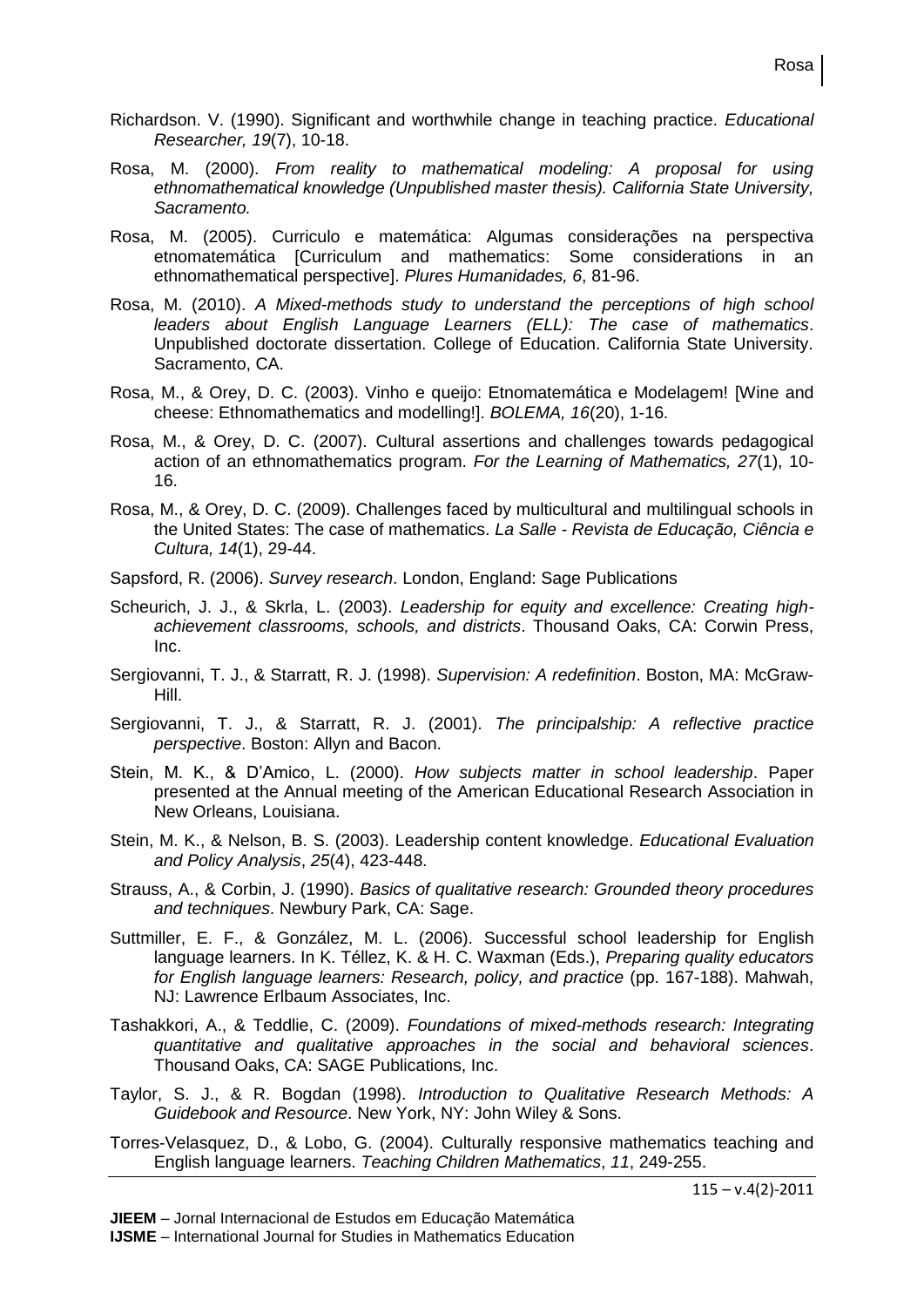Richardson. V. (1990). Significant and worthwhile change in teaching practice. *Educational Researcher, 19*(7), 10-18.

Rosa, M. (2000). *From reality to mathematical modeling: A proposal for using ethnomathematical knowledge (Unpublished master thesis). California State University, Sacramento.*

Rosa, M. (2005). Curriculo e matemática: Algumas considerações na perspectiva etnomatemática [Curriculum and mathematics: Some considerations in an ethnomathematical perspective]. *Plures Humanidades, 6*, 81-96.

Rosa, M. (2010). *A Mixed-methods study to understand the perceptions of high school leaders about English Language Learners (ELL): The case of mathematics*. Unpublished doctorate dissertation. College of Education. California State University. Sacramento, CA.

Rosa, M., & Orey, D. C. (2003). Vinho e queijo: Etnomatemática e Modelagem! [Wine and cheese: Ethnomathematics and modelling!]. *BOLEMA, 16*(20), 1-16.

Rosa, M., & Orey, D. C. (2007). Cultural assertions and challenges towards pedagogical action of an ethnomathematics program. *For the Learning of Mathematics, 27*(1), 10-16.

Rosa, M., & Orey, D. C. (2009). Challenges faced by multicultural and multilingual schools in the United States: The case of mathematics. *La Salle - Revista de Educação, Ciência e Cultura, 14*(1), 29-44.

Sapsford, R. (2006). *Survey research*. London, England: Sage Publications

Scheurich, J. J., & Skrla, L. (2003). *Leadership for equity and excellence: Creating high-achievement classrooms, schools, and districts*. Thousand Oaks, CA: Corwin Press, Inc.

Sergiovanni, T. J., & Starratt, R. J. (1998). *Supervision: A redefinition*. Boston, MA: McGraw-Hill.

Sergiovanni, T. J., & Starratt, R. J. (2001). *The principalship: A reflective practice perspective*. Boston: Allyn and Bacon.

Stein, M. K., & D'Amico, L. (2000). *How subjects matter in school leadership*. Paper presented at the Annual meeting of the American Educational Research Association in New Orleans, Louisiana.

Stein, M. K., & Nelson, B. S. (2003). Leadership content knowledge. *Educational Evaluation and Policy Analysis*, *25*(4), 423-448.

Strauss, A., & Corbin, J. (1990). *Basics of qualitative research: Grounded theory procedures and techniques*. Newbury Park, CA: Sage.

Suttmiller, E. F., & González, M. L. (2006). Successful school leadership for English language learners. In K. Téllez, K. & H. C. Waxman (Eds.), *Preparing quality educators for English language learners: Research, policy, and practice* (pp. 167-188). Mahwah, NJ: Lawrence Erlbaum Associates, Inc.

Tashakkori, A., & Teddlie, C. (2009). *Foundations of mixed-methods research: Integrating quantitative and qualitative approaches in the social and behavioral sciences*. Thousand Oaks, CA: SAGE Publications, Inc.

Taylor, S. J., & R. Bogdan (1998). *Introduction to Qualitative Research Methods: A Guidebook and Resource*. New York, NY: John Wiley & Sons.

Torres-Velasquez, D., & Lobo, G. (2004). Culturally responsive mathematics teaching and English language learners. *Teaching Children Mathematics*, *11*, 249-255.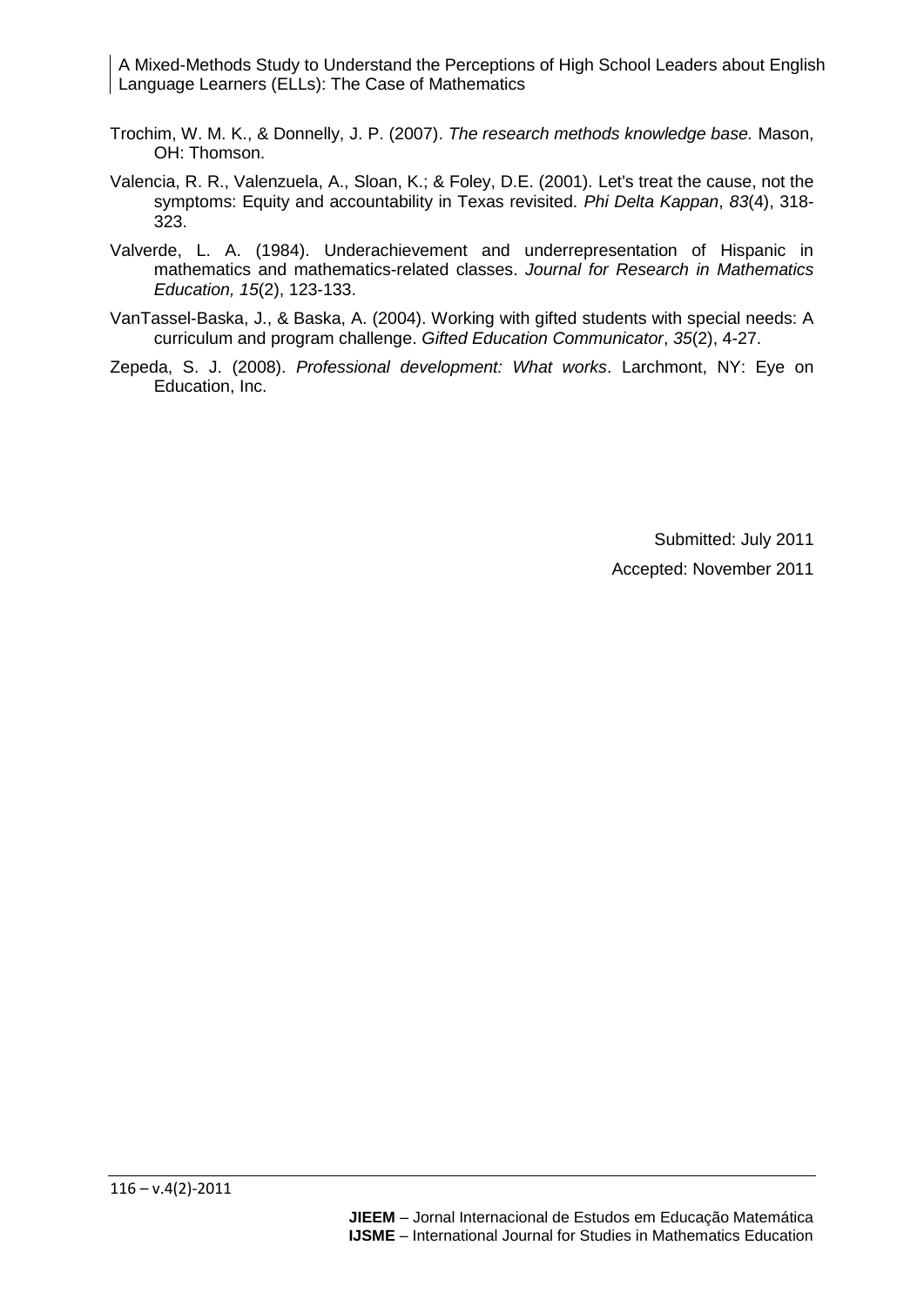Trochim, W. M. K., & Donnelly, J. P. (2007). *The research methods knowledge base.* Mason, OH: Thomson.

Valencia, R. R., Valenzuela, A., Sloan, K.; & Foley, D.E. (2001). Let's treat the cause, not the symptoms: Equity and accountability in Texas revisited. *Phi Delta Kappan*, *83*(4), 318-323.

Valverde, L. A. (1984). Underachievement and underrepresentation of Hispanic in mathematics and mathematics-related classes. *Journal for Research in Mathematics Education, 15*(2), 123-133.

VanTassel-Baska, J., & Baska, A. (2004). Working with gifted students with special needs: A curriculum and program challenge. *Gifted Education Communicator*, *35*(2), 4-27.

Zepeda, S. J. (2008). *Professional development: What works*. Larchmont, NY: Eye on Education, Inc.

Submitted: July 2011

Accepted: November 2011